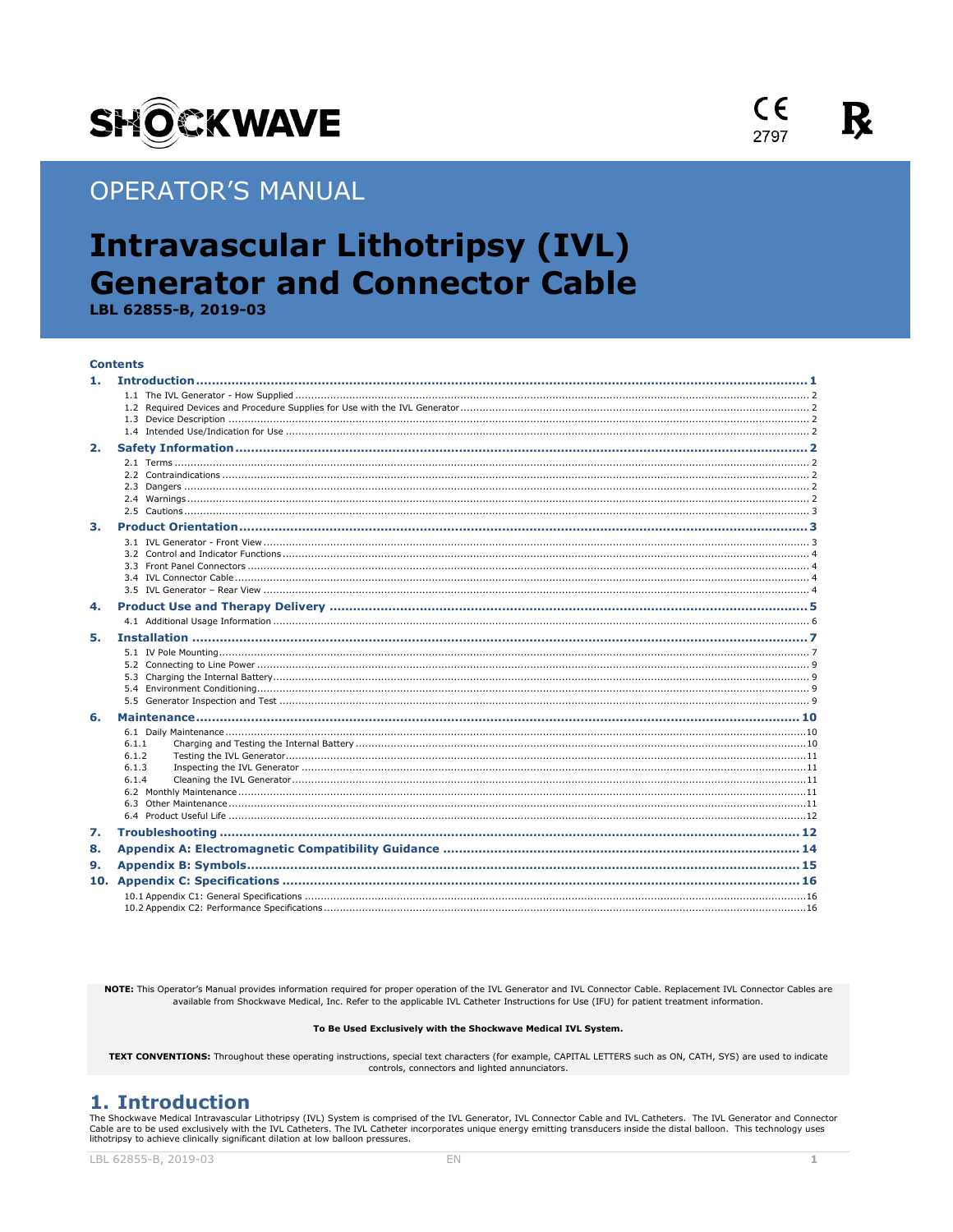SHOCKWAVE

CE 2797 ℞

OPERATOR'S MANUAL

# Intravascular Lithotripsy (IVL) Generator and Connector Cable

**LBL 62855-B, 2019-03**

**Contents**

**1. Introduction** .......... 1
- 1.1 The IVL Generator - How Supplied .......... 2
- 1.2 Required Devices and Procedure Supplies for Use with the IVL Generator .......... 2
- 1.3 Device Description .......... 2
- 1.4 Intended Use/Indication for Use .......... 2

**2. Safety Information** .......... 2
- 2.1 Terms .......... 2
- 2.2 Contraindications .......... 2
- 2.3 Dangers .......... 2
- 2.4 Warnings .......... 2
- 2.5 Cautions .......... 3

**3. Product Orientation** .......... 3
- 3.1 IVL Generator - Front View .......... 3
- 3.2 Control and Indicator Functions .......... 4
- 3.3 Front Panel Connectors .......... 4
- 3.4 IVL Connector Cable .......... 4
- 3.5 IVL Generator – Rear View .......... 4

**4. Product Use and Therapy Delivery** .......... 5
- 4.1 Additional Usage Information .......... 6

**5. Installation** .......... 7
- 5.1 IV Pole Mounting .......... 7
- 5.2 Connecting to Line Power .......... 9
- 5.3 Charging the Internal Battery .......... 9
- 5.4 Environment Conditioning .......... 9
- 5.5 Generator Inspection and Test .......... 9

**6. Maintenance** .......... 10
- 6.1 Daily Maintenance .......... 10
  - 6.1.1 Charging and Testing the Internal Battery .......... 10
  - 6.1.2 Testing the IVL Generator .......... 11
  - 6.1.3 Inspecting the IVL Generator .......... 11
  - 6.1.4 Cleaning the IVL Generator .......... 11
- 6.2 Monthly Maintenance .......... 11
- 6.3 Other Maintenance .......... 11
- 6.4 Product Useful Life .......... 12

**7. Troubleshooting** .......... 12

**8. Appendix A: Electromagnetic Compatibility Guidance** .......... 14

**9. Appendix B: Symbols** .......... 15

**10. Appendix C: Specifications** .......... 16
- 10.1 Appendix C1: General Specifications .......... 16
- 10.2 Appendix C2: Performance Specifications .......... 16

**NOTE:** This Operator's Manual provides information required for proper operation of the IVL Generator and IVL Connector Cable. Replacement IVL Connector Cables are available from Shockwave Medical, Inc. Refer to the applicable IVL Catheter Instructions for Use (IFU) for patient treatment information.

**To Be Used Exclusively with the Shockwave Medical IVL System.**

**TEXT CONVENTIONS:** Throughout these operating instructions, special text characters (for example, CAPITAL LETTERS such as ON, CATH, SYS) are used to indicate controls, connectors and lighted annunciators.

## 1. Introduction

The Shockwave Medical Intravascular Lithotripsy (IVL) System is comprised of the IVL Generator, IVL Connector Cable and IVL Catheters. The IVL Generator and Connector Cable are to be used exclusively with the IVL Catheters. The IVL Catheter incorporates unique energy emitting transducers inside the distal balloon. This technology uses lithotripsy to achieve clinically significant dilation at low balloon pressures.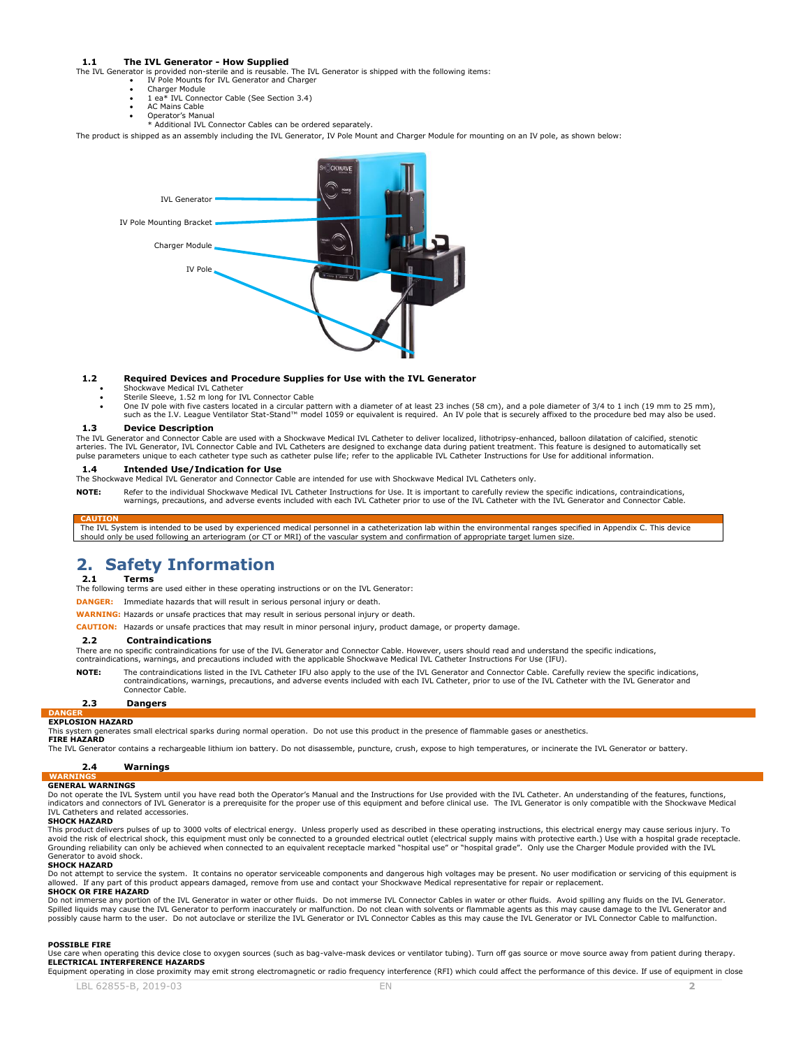### 1.1 The IVL Generator - How Supplied

The IVL Generator is provided non-sterile and is reusable. The IVL Generator is shipped with the following items:

- IV Pole Mounts for IVL Generator and Charger
- Charger Module
- 1 ea* IVL Connector Cable (See Section 3.4)
- AC Mains Cable
- Operator's Manual

  * Additional IVL Connector Cables can be ordered separately.

The product is shipped as an assembly including the IVL Generator, IV Pole Mount and Charger Module for mounting on an IV pole, as shown below:

IVL Generator

IV Pole Mounting Bracket

Charger Module

IV Pole

### 1.2 Required Devices and Procedure Supplies for Use with the IVL Generator

- Shockwave Medical IVL Catheter
- Sterile Sleeve, 1.52 m long for IVL Connector Cable
- One IV pole with five casters located in a circular pattern with a diameter of at least 23 inches (58 cm), and a pole diameter of 3/4 to 1 inch (19 mm to 25 mm), such as the I.V. League Ventilator Stat-Stand™ model 1059 or equivalent is required. An IV pole that is securely affixed to the procedure bed may also be used.

### 1.3 Device Description

The IVL Generator and Connector Cable are used with a Shockwave Medical IVL Catheter to deliver localized, lithotripsy-enhanced, balloon dilatation of calcified, stenotic arteries. The IVL Generator, IVL Connector Cable and IVL Catheters are designed to exchange data during patient treatment. This feature is designed to automatically set pulse parameters unique to each catheter type such as catheter pulse life; refer to the applicable IVL Catheter Instructions for Use for additional information.

### 1.4 Intended Use/Indication for Use

The Shockwave Medical IVL Generator and Connector Cable are intended for use with Shockwave Medical IVL Catheters only.

**NOTE:** Refer to the individual Shockwave Medical IVL Catheter Instructions for Use. It is important to carefully review the specific indications, contraindications, warnings, precautions, and adverse events included with each IVL Catheter prior to use of the IVL Catheter with the IVL Generator and Connector Cable.

**CAUTION**

The IVL System is intended to be used by experienced medical personnel in a catheterization lab within the environmental ranges specified in Appendix C. This device should only be used following an arteriogram (or CT or MRI) of the vascular system and confirmation of appropriate target lumen size.

# 2. Safety Information

### 2.1 Terms

The following terms are used either in these operating instructions or on the IVL Generator:

**DANGER:** Immediate hazards that will result in serious personal injury or death.

**WARNING:** Hazards or unsafe practices that may result in serious personal injury or death.

**CAUTION:** Hazards or unsafe practices that may result in minor personal injury, product damage, or property damage.

### 2.2 Contraindications

There are no specific contraindications for use of the IVL Generator and Connector Cable. However, users should read and understand the specific indications, contraindications, warnings, and precautions included with the applicable Shockwave Medical IVL Catheter Instructions For Use (IFU).

**NOTE:** The contraindications listed in the IVL Catheter IFU also apply to the use of the IVL Generator and Connector Cable. Carefully review the specific indications, contraindications, warnings, precautions, and adverse events included with each IVL Catheter, prior to use of the IVL Catheter with the IVL Generator and Connector Cable.

### 2.3 Dangers

**DANGER**

**EXPLOSION HAZARD**

This system generates small electrical sparks during normal operation. Do not use this product in the presence of flammable gases or anesthetics.

**FIRE HAZARD**

The IVL Generator contains a rechargeable lithium ion battery. Do not disassemble, puncture, crush, expose to high temperatures, or incinerate the IVL Generator or battery.

### 2.4 Warnings

**WARNINGS**

**GENERAL WARNINGS**

Do not operate the IVL System until you have read both the Operator's Manual and the Instructions for Use provided with the IVL Catheter. An understanding of the features, functions, indicators and connectors of IVL Generator is a prerequisite for the proper use of this equipment and before clinical use. The IVL Generator is only compatible with the Shockwave Medical IVL Catheters and related accessories.

**SHOCK HAZARD**

This product delivers pulses of up to 3000 volts of electrical energy. Unless properly used as described in these operating instructions, this electrical energy may cause serious injury. To avoid the risk of electrical shock, this equipment must only be connected to a grounded electrical outlet (electrical supply mains with protective earth.) Use with a hospital grade receptacle. Grounding reliability can only be achieved when connected to an equivalent receptacle marked "hospital use" or "hospital grade". Only use the Charger Module provided with the IVL Generator to avoid shock.

**SHOCK HAZARD**

Do not attempt to service the system. It contains no operator serviceable components and dangerous high voltages may be present. No user modification or servicing of this equipment is allowed. If any part of this product appears damaged, remove from use and contact your Shockwave Medical representative for repair or replacement.

**SHOCK OR FIRE HAZARD**

Do not immerse any portion of the IVL Generator in water or other fluids. Do not immerse IVL Connector Cables in water or other fluids. Avoid spilling any fluids on the IVL Generator. Spilled liquids may cause the IVL Generator to perform inaccurately or malfunction. Do not clean with solvents or flammable agents as this may cause damage to the IVL Generator and possibly cause harm to the user. Do not autoclave or sterilize the IVL Generator or IVL Connector Cables as this may cause the IVL Generator or IVL Connector Cable to malfunction.

**POSSIBLE FIRE**

Use care when operating this device close to oxygen sources (such as bag-valve-mask devices or ventilator tubing). Turn off gas source or move source away from patient during therapy.

**ELECTRICAL INTERFERENCE HAZARDS**

Equipment operating in close proximity may emit strong electromagnetic or radio frequency interference (RFI) which could affect the performance of this device. If use of equipment in close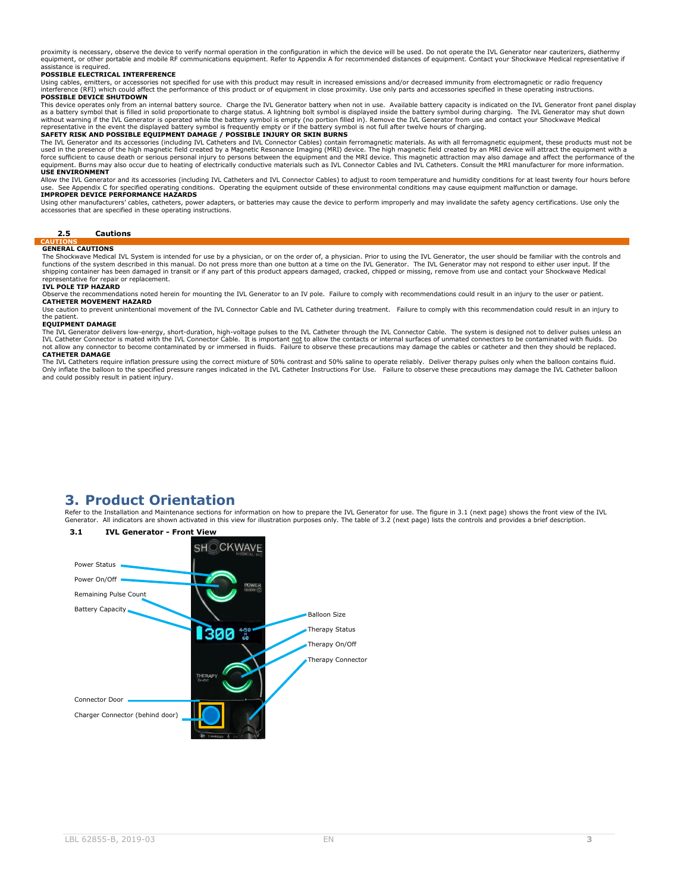proximity is necessary, observe the device to verify normal operation in the configuration in which the device will be used. Do not operate the IVL Generator near cauterizers, diathermy equipment, or other portable and mobile RF communications equipment. Refer to Appendix A for recommended distances of equipment. Contact your Shockwave Medical representative if assistance is required.

**POSSIBLE ELECTRICAL INTERFERENCE**

Using cables, emitters, or accessories not specified for use with this product may result in increased emissions and/or decreased immunity from electromagnetic or radio frequency interference (RFI) which could affect the performance of this product or of equipment in close proximity. Use only parts and accessories specified in these operating instructions.

**POSSIBLE DEVICE SHUTDOWN**

This device operates only from an internal battery source. Charge the IVL Generator battery when not in use. Available battery capacity is indicated on the IVL Generator front panel display as a battery symbol that is filled in solid proportionate to charge status. A lightning bolt symbol is displayed inside the battery symbol during charging. The IVL Generator may shut down without warning if the IVL Generator is operated while the battery symbol is empty (no portion filled in). Remove the IVL Generator from use and contact your Shockwave Medical representative in the event the displayed battery symbol is frequently empty or if the battery symbol is not full after twelve hours of charging.

**SAFETY RISK AND POSSIBLE EQUIPMENT DAMAGE / POSSIBLE INJURY OR SKIN BURNS**

The IVL Generator and its accessories (including IVL Catheters and IVL Connector Cables) contain ferromagnetic materials. As with all ferromagnetic equipment, these products must not be used in the presence of the high magnetic field created by a Magnetic Resonance Imaging (MRI) device. The high magnetic field created by an MRI device will attract the equipment with a force sufficient to cause death or serious personal injury to persons between the equipment and the MRI device. This magnetic attraction may also damage and affect the performance of the equipment. Burns may also occur due to heating of electrically conductive materials such as IVL Connector Cables and IVL Catheters. Consult the MRI manufacturer for more information.

**USE ENVIRONMENT**

Allow the IVL Generator and its accessories (including IVL Catheters and IVL Connector Cables) to adjust to room temperature and humidity conditions for at least twenty four hours before use. See Appendix C for specified operating conditions. Operating the equipment outside of these environmental conditions may cause equipment malfunction or damage.

**IMPROPER DEVICE PERFORMANCE HAZARDS**

Using other manufacturers' cables, catheters, power adapters, or batteries may cause the device to perform improperly and may invalidate the safety agency certifications. Use only the accessories that are specified in these operating instructions.

### 2.5 Cautions

**CAUTIONS**

**GENERAL CAUTIONS**

The Shockwave Medical IVL System is intended for use by a physician, or on the order of, a physician. Prior to using the IVL Generator, the user should be familiar with the controls and functions of the system described in this manual. Do not press more than one button at a time on the IVL Generator. The IVL Generator may not respond to either user input. If the shipping container has been damaged in transit or if any part of this product appears damaged, cracked, chipped or missing, remove from use and contact your Shockwave Medical representative for repair or replacement.

**IVL POLE TIP HAZARD**

Observe the recommendations noted herein for mounting the IVL Generator to an IV pole. Failure to comply with recommendations could result in an injury to the user or patient.

**CATHETER MOVEMENT HAZARD**

Use caution to prevent unintentional movement of the IVL Connector Cable and IVL Catheter during treatment. Failure to comply with this recommendation could result in an injury to the patient.

**EQUIPMENT DAMAGE**

The IVL Generator delivers low-energy, short-duration, high-voltage pulses to the IVL Catheter through the IVL Connector Cable. The system is designed not to deliver pulses unless an IVL Catheter Connector is mated with the IVL Connector Cable. It is important not to allow the contacts or internal surfaces of unmated connectors to be contaminated with fluids. Do not allow any connector to become contaminated by or immersed in fluids. Failure to observe these precautions may damage the cables or catheter and then they should be replaced.

**CATHETER DAMAGE**

The IVL Catheters require inflation pressure using the correct mixture of 50% contrast and 50% saline to operate reliably. Deliver therapy pulses only when the balloon contains fluid. Only inflate the balloon to the specified pressure ranges indicated in the IVL Catheter Instructions For Use. Failure to observe these precautions may damage the IVL Catheter balloon and could possibly result in patient injury.

# 3. Product Orientation

Refer to the Installation and Maintenance sections for information on how to prepare the IVL Generator for use. The figure in 3.1 (next page) shows the front view of the IVL Generator. All indicators are shown activated in this view for illustration purposes only. The table of 3.2 (next page) lists the controls and provides a brief description.

### 3.1 IVL Generator - Front View

Power Status
Power On/Off
Remaining Pulse Count
Battery Capacity
Balloon Size
Therapy Status
Therapy On/Off
Therapy Connector
Connector Door
Charger Connector (behind door)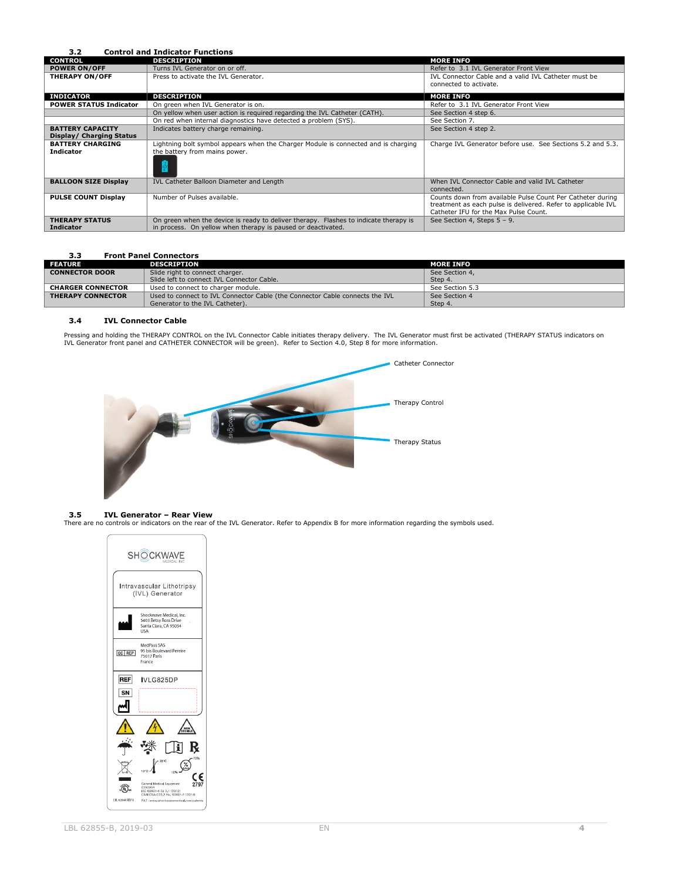## 3.2 Control and Indicator Functions

| CONTROL | DESCRIPTION | MORE INFO |
|---|---|---|
| POWER ON/OFF | Turns IVL Generator on or off. | Refer to 3.1 IVL Generator Front View |
| THERAPY ON/OFF | Press to activate the IVL Generator. | IVL Connector Cable and a valid IVL Catheter must be connected to activate. |
| **INDICATOR** | **DESCRIPTION** | **MORE INFO** |
| POWER STATUS Indicator | On green when IVL Generator is on. | Refer to 3.1 IVL Generator Front View |
| | On yellow when user action is required regarding the IVL Catheter (CATH). | See Section 4 step 6. |
| | On red when internal diagnostics have detected a problem (SYS). | See Section 7. |
| BATTERY CAPACITY Display/ Charging Status | Indicates battery charge remaining. | See Section 4 step 2. |
| BATTERY CHARGING Indicator | Lightning bolt symbol appears when the Charger Module is connected and is charging the battery from mains power. | Charge IVL Generator before use. See Sections 5.2 and 5.3. |
| BALLOON SIZE Display | IVL Catheter Balloon Diameter and Length | When IVL Connector Cable and valid IVL Catheter connected. |
| PULSE COUNT Display | Number of Pulses available. | Counts down from available Pulse Count Per Catheter during treatment as each pulse is delivered. Refer to applicable IVL Catheter IFU for the Max Pulse Count. |
| THERAPY STATUS Indicator | On green when the device is ready to deliver therapy. Flashes to indicate therapy is in process. On yellow when therapy is paused or deactivated. | See Section 4, Steps 5 – 9. |

## 3.3 Front Panel Connectors

| FEATURE | DESCRIPTION | MORE INFO |
|---|---|---|
| CONNECTOR DOOR | Slide right to connect charger.<br>Slide left to connect IVL Connector Cable. | See Section 4,<br>Step 4. |
| CHARGER CONNECTOR | Used to connect to charger module. | See Section 5.3 |
| THERAPY CONNECTOR | Used to connect to IVL Connector Cable (the Connector Cable connects the IVL Generator to the IVL Catheter). | See Section 4<br>Step 4. |

## 3.4 IVL Connector Cable

Pressing and holding the THERAPY CONTROL on the IVL Connector Cable initiates therapy delivery. The IVL Generator must first be activated (THERAPY STATUS indicators on IVL Generator front panel and CATHETER CONNECTOR will be green). Refer to Section 4.0, Step 8 for more information.

Catheter Connector

Therapy Control

Therapy Status

## 3.5 IVL Generator – Rear View

There are no controls or indicators on the rear of the IVL Generator. Refer to Appendix B for more information regarding the symbols used.

SHOCKWAVE MEDICAL, INC.

Intravascular Lithotripsy (IVL) Generator

Shockwave Medical, Inc.
5403 Betsy Ross Drive
Santa Clara, CA 95054
USA

EC REP MedPass SAS
95 bis Boulevard Pereire
75017 Paris
France

REF IVLG825DP

SN

General Medical Equipment
E360004
IEC 60601-1 Ed 3.1 (2012)
CAN/CSA-C22.2 No. 60601-1 (2014)

CE 2797

LBL 62844 REV A

PAT: www.shockwavemedical.com/patents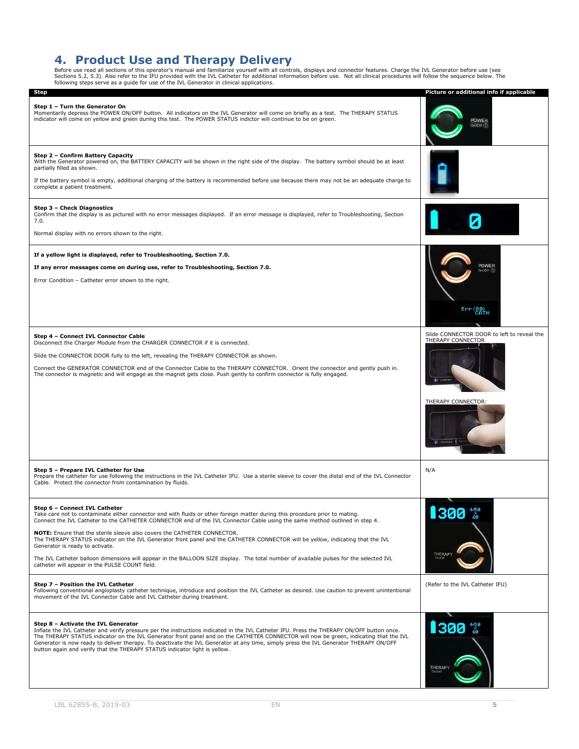# 4. Product Use and Therapy Delivery

Before use read all sections of this operator's manual and familiarize yourself with all controls, displays and connector features. Charge the IVL Generator before use (see Sections 5.2, 5.3). Also refer to the IFU provided with the IVL Catheter for additional information before use. Not all clinical procedures will follow the sequence below. The following steps serve as a guide for use of the IVL Generator in clinical applications.

| Step | Picture or additional info if applicable |
|---|---|
| **Step 1 – Turn the Generator On**<br>Momentarily depress the POWER ON/OFF button. All indicators on the IVL Generator will come on briefly as a test. The THERAPY STATUS indicator will come on yellow and green during this test. The POWER STATUS indictor will continue to be on green. | POWER On/Off |
| **Step 2 – Confirm Battery Capacity**<br>With the Generator powered on, the BATTERY CAPACITY will be shown in the right side of the display. The battery symbol should be at least partially filled as shown.<br><br>If the battery symbol is empty, additional charging of the battery is recommended before use because there may not be an adequate charge to complete a patient treatment. | |
| **Step 3 – Check Diagnostics**<br>Confirm that the display is as pictured with no error messages displayed. If an error message is displayed, refer to Troubleshooting, Section 7.0.<br><br>Normal display with no errors shown to the right. | 0 |
| **If a yellow light is displayed, refer to Troubleshooting, Section 7.0.**<br><br>**If any error messages come on during use, refer to Troubleshooting, Section 7.0.**<br><br>Error Condition – Catheter error shown to the right. | POWER On/Off<br>Err (80) CATH |
| **Step 4 – Connect IVL Connector Cable**<br>Disconnect the Charger Module from the CHARGER CONNECTOR if it is connected.<br><br>Slide the CONNECTOR DOOR fully to the left, revealing the THERAPY CONNECTOR as shown.<br><br>Connect the GENERATOR CONNECTOR end of the Connector Cable to the THERAPY CONNECTOR. Orient the connector and gently push in. The connector is magnetic and will engage as the magnet gets close. Push gently to confirm connector is fully engaged. | Slide CONNECTOR DOOR to left to reveal the THERAPY CONNECTOR<br><br>THERAPY CONNECTOR: |
| **Step 5 – Prepare IVL Catheter for Use**<br>Prepare the catheter for use following the instructions in the IVL Catheter IFU. Use a sterile sleeve to cover the distal end of the IVL Connector Cable. Protect the connector from contamination by fluids. | N/A |
| **Step 6 – Connect IVL Catheter**<br>Take care not to contaminate either connector end with fluids or other foreign matter during this procedure prior to mating. Connect the IVL Catheter to the CATHETER CONNECTOR end of the IVL Connector Cable using the same method outlined in step 4.<br><br>**NOTE:** Ensure that the sterile sleeve also covers the CATHETER CONNECTOR. The THERAPY STATUS indicator on the IVL Generator front panel and the CATHETER CONNECTOR will be yellow, indicating that the IVL Generator is ready to activate.<br><br>The IVL Catheter balloon dimensions will appear in the BALLOON SIZE display. The total number of available pulses for the selected IVL catheter will appear in the PULSE COUNT field. | 300 4.50 x 60<br>THERAPY On/Off |
| **Step 7 – Position the IVL Catheter**<br>Following conventional angioplasty catheter technique, introduce and position the IVL Catheter as desired. Use caution to prevent unintentional movement of the IVL Connector Cable and IVL Catheter during treatment. | (Refer to the IVL Catheter IFU) |
| **Step 8 – Activate the IVL Generator**<br>Inflate the IVL Catheter and verify pressure per the instructions indicated in the IVL Catheter IFU. Press the THERAPY ON/OFF button once. The THERAPY STATUS indicator on the IVL Generator front panel and on the CATHETER CONNECTOR will now be green, indicating that the IVL Generator is now ready to deliver therapy. To deactivate the IVL Generator at any time, simply press the IVL Generator THERAPY ON/OFF button again and verify that the THERAPY STATUS indicator light is yellow. | 300 4.50 x 60<br>THERAPY On/Off |

LBL 62855-B, 2019-03 EN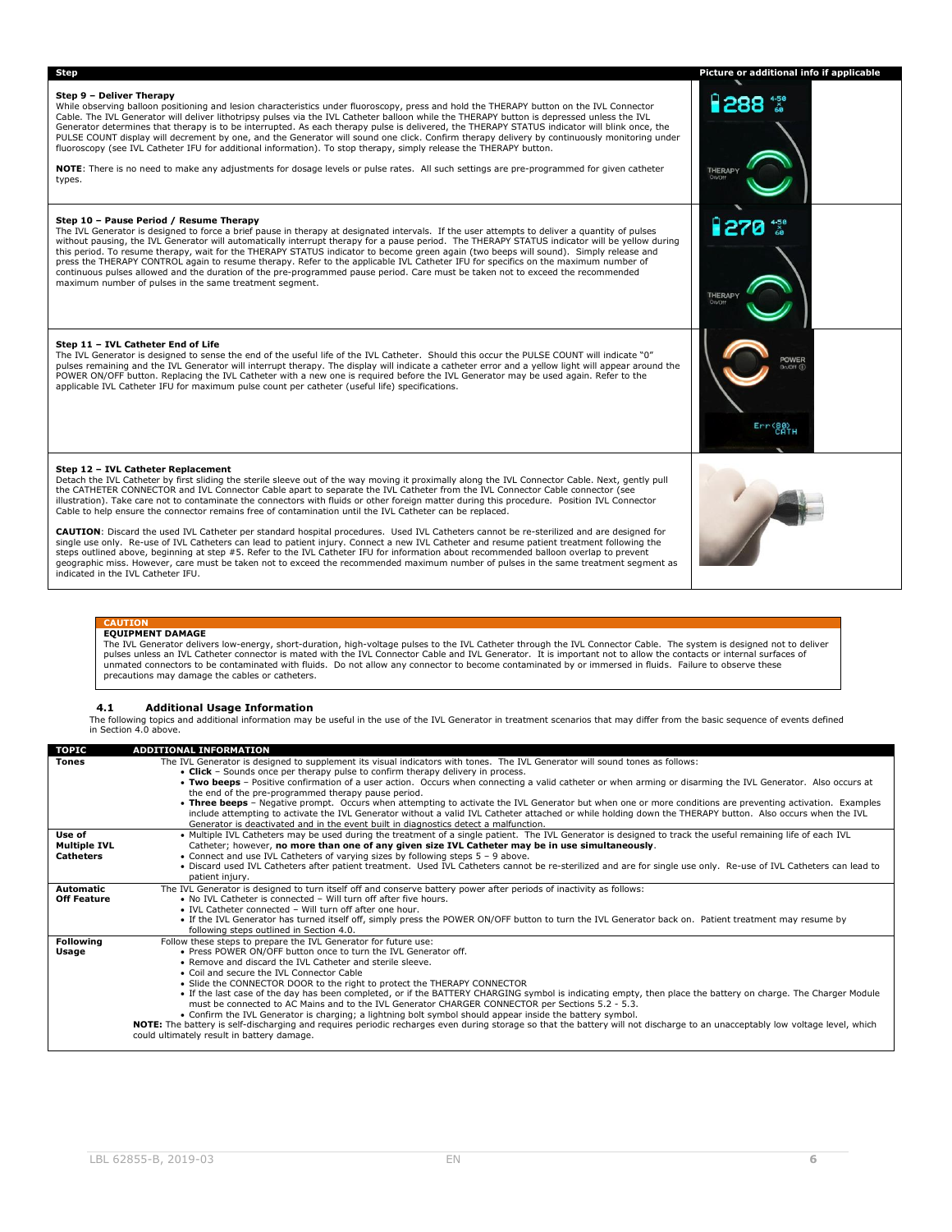| Step | Picture or additional info if applicable |
|---|---|
| **Step 9 – Deliver Therapy**<br>While observing balloon positioning and lesion characteristics under fluoroscopy, press and hold the THERAPY button on the IVL Connector Cable. The IVL Generator will deliver lithotripsy pulses via the IVL Catheter balloon while the THERAPY button is depressed unless the IVL Generator determines that therapy is to be interrupted. As each therapy pulse is delivered, the THERAPY STATUS indicator will blink once, the PULSE COUNT display will decrement by one, and the Generator will sound one click. Confirm therapy delivery by continuously monitoring under fluoroscopy (see IVL Catheter IFU for additional information). To stop therapy, simply release the THERAPY button.<br><br>**NOTE**: There is no need to make any adjustments for dosage levels or pulse rates. All such settings are pre-programmed for given catheter types. | 288 4.50 x 60<br>THERAPY On/Off |
| **Step 10 – Pause Period / Resume Therapy**<br>The IVL Generator is designed to force a brief pause in therapy at designated intervals. If the user attempts to deliver a quantity of pulses without pausing, the IVL Generator will automatically interrupt therapy for a pause period. The THERAPY STATUS indicator will be yellow during this period. To resume therapy, wait for the THERAPY STATUS indicator to become green again (two beeps will sound). Simply release and press the THERAPY CONTROL again to resume therapy. Refer to the applicable IVL Catheter IFU for specifics on the maximum number of continuous pulses allowed and the duration of the pre-programmed pause period. Care must be taken not to exceed the recommended maximum number of pulses in the same treatment segment. | 270 4.50 x 60<br>THERAPY On/Off |
| **Step 11 – IVL Catheter End of Life**<br>The IVL Generator is designed to sense the end of the useful life of the IVL Catheter. Should this occur the PULSE COUNT will indicate "0" pulses remaining and the IVL Generator will interrupt therapy. The display will indicate a catheter error and a yellow light will appear around the POWER ON/OFF button. Replacing the IVL Catheter with a new one is required before the IVL Generator may be used again. Refer to the applicable IVL Catheter IFU for maximum pulse count per catheter (useful life) specifications. | POWER On/Off<br>Err (80) CATH |
| **Step 12 – IVL Catheter Replacement**<br>Detach the IVL Catheter by first sliding the sterile sleeve out of the way moving it proximally along the IVL Connector Cable. Next, gently pull the CATHETER CONNECTOR and IVL Connector Cable apart to separate the IVL Catheter from the IVL Connector Cable connector (see illustration). Take care not to contaminate the connectors with fluids or other foreign matter during this procedure. Position IVL Connector Cable to help ensure the connector remains free of contamination until the IVL Catheter can be replaced.<br><br>**CAUTION**: Discard the used IVL Catheter per standard hospital procedures. Used IVL Catheters cannot be re-sterilized and are designed for single use only. Re-use of IVL Catheters can lead to patient injury. Connect a new IVL Catheter and resume patient treatment following the steps outlined above, beginning at step #5. Refer to the IVL Catheter IFU for information about recommended balloon overlap to prevent geographic miss. However, care must be taken not to exceed the recommended maximum number of pulses in the same treatment segment as indicated in the IVL Catheter IFU. | |

**CAUTION**

**EQUIPMENT DAMAGE**

The IVL Generator delivers low-energy, short-duration, high-voltage pulses to the IVL Catheter through the IVL Connector Cable. The system is designed not to deliver pulses unless an IVL Catheter connector is mated with the IVL Connector Cable and IVL Generator. It is important not to allow the contacts or internal surfaces of unmated connectors to be contaminated with fluids. Do not allow any connector to become contaminated by or immersed in fluids. Failure to observe these precautions may damage the cables or catheters.

### 4.1 Additional Usage Information

The following topics and additional information may be useful in the use of the IVL Generator in treatment scenarios that may differ from the basic sequence of events defined in Section 4.0 above.

| TOPIC | ADDITIONAL INFORMATION |
|---|---|
| **Tones** | The IVL Generator is designed to supplement its visual indicators with tones. The IVL Generator will sound tones as follows:<br>• **Click** – Sounds once per therapy pulse to confirm therapy delivery in process.<br>• **Two beeps** – Positive confirmation of a user action. Occurs when connecting a valid catheter or when arming or disarming the IVL Generator. Also occurs at the end of the pre-programmed therapy pause period.<br>• **Three beeps** – Negative prompt. Occurs when attempting to activate the IVL Generator but when one or more conditions are preventing activation. Examples include attempting to activate the IVL Generator without a valid IVL Catheter attached or while holding down the THERAPY button. Also occurs when the IVL Generator is deactivated and in the event built in diagnostics detect a malfunction. |
| **Use of Multiple IVL Catheters** | • Multiple IVL Catheters may be used during the treatment of a single patient. The IVL Generator is designed to track the useful remaining life of each IVL Catheter; however, **no more than one of any given size IVL Catheter may be in use simultaneously**.<br>• Connect and use IVL Catheters of varying sizes by following steps 5 – 9 above.<br>• Discard used IVL Catheters after patient treatment. Used IVL Catheters cannot be re-sterilized and are for single use only. Re-use of IVL Catheters can lead to patient injury. |
| **Automatic Off Feature** | The IVL Generator is designed to turn itself off and conserve battery power after periods of inactivity as follows:<br>• No IVL Catheter is connected – Will turn off after five hours.<br>• IVL Catheter connected – Will turn off after one hour.<br>• If the IVL Generator has turned itself off, simply press the POWER ON/OFF button to turn the IVL Generator back on. Patient treatment may resume by following steps outlined in Section 4.0. |
| **Following Usage** | Follow these steps to prepare the IVL Generator for future use:<br>• Press POWER ON/OFF button once to turn the IVL Generator off.<br>• Remove and discard the IVL Catheter and sterile sleeve.<br>• Coil and secure the IVL Connector Cable<br>• Slide the CONNECTOR DOOR to the right to protect the THERAPY CONNECTOR<br>• If the last case of the day has been completed, or if the BATTERY CHARGING symbol is indicating empty, then place the battery on charge. The Charger Module must be connected to AC Mains and to the IVL Generator CHARGER CONNECTOR per Sections 5.2 - 5.3.<br>• Confirm the IVL Generator is charging; a lightning bolt symbol should appear inside the battery symbol.<br>**NOTE:** The battery is self-discharging and requires periodic recharges even during storage so that the battery will not discharge to an unacceptably low voltage level, which could ultimately result in battery damage. |

LBL 62855-B, 2019-03 EN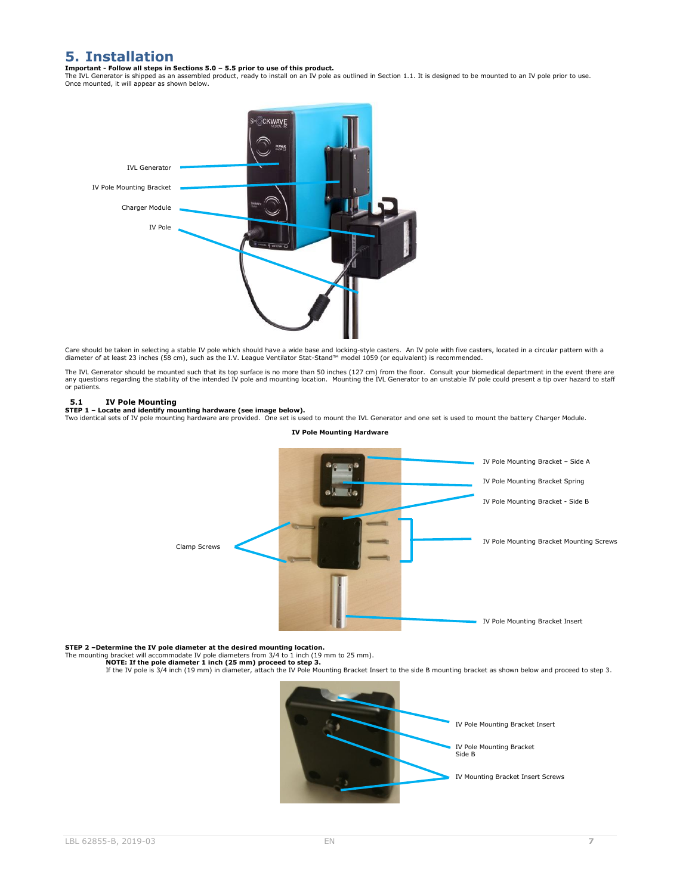# 5. Installation

**Important - Follow all steps in Sections 5.0 – 5.5 prior to use of this product.**
The IVL Generator is shipped as an assembled product, ready to install on an IV pole as outlined in Section 1.1. It is designed to be mounted to an IV pole prior to use. Once mounted, it will appear as shown below.

IVL Generator
IV Pole Mounting Bracket
Charger Module
IV Pole

Care should be taken in selecting a stable IV pole which should have a wide base and locking-style casters. An IV pole with five casters, located in a circular pattern with a diameter of at least 23 inches (58 cm), such as the I.V. League Ventilator Stat-Stand™ model 1059 (or equivalent) is recommended.

The IVL Generator should be mounted such that its top surface is no more than 50 inches (127 cm) from the floor. Consult your biomedical department in the event there are any questions regarding the stability of the intended IV pole and mounting location. Mounting the IVL Generator to an unstable IV pole could present a tip over hazard to staff or patients.

## 5.1 IV Pole Mounting

**STEP 1 – Locate and identify mounting hardware (see image below).**
Two identical sets of IV pole mounting hardware are provided. One set is used to mount the IVL Generator and one set is used to mount the battery Charger Module.

**IV Pole Mounting Hardware**

IV Pole Mounting Bracket – Side A
IV Pole Mounting Bracket Spring
IV Pole Mounting Bracket - Side B
Clamp Screws
IV Pole Mounting Bracket Mounting Screws
IV Pole Mounting Bracket Insert

**STEP 2 –Determine the IV pole diameter at the desired mounting location.**
The mounting bracket will accommodate IV pole diameters from 3/4 to 1 inch (19 mm to 25 mm).

**NOTE: If the pole diameter 1 inch (25 mm) proceed to step 3.**
If the IV pole is 3/4 inch (19 mm) in diameter, attach the IV Pole Mounting Bracket Insert to the side B mounting bracket as shown below and proceed to step 3.

IV Pole Mounting Bracket Insert
IV Pole Mounting Bracket Side B
IV Mounting Bracket Insert Screws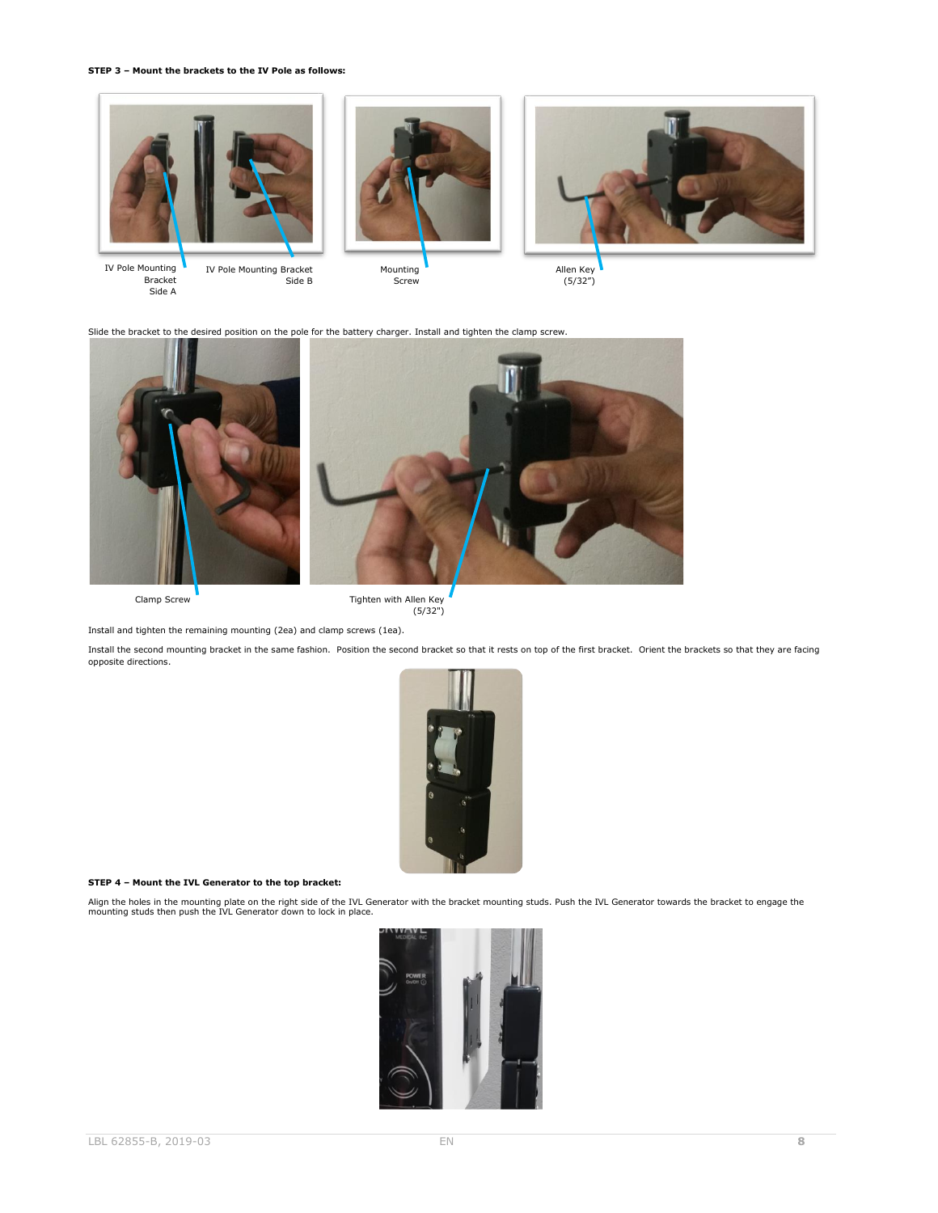**STEP 3 – Mount the brackets to the IV Pole as follows:**

IV Pole Mounting Bracket Side A

IV Pole Mounting Bracket Side B

Mounting Screw

Allen Key (5/32")

Slide the bracket to the desired position on the pole for the battery charger. Install and tighten the clamp screw.

Clamp Screw

Tighten with Allen Key (5/32")

Install and tighten the remaining mounting (2ea) and clamp screws (1ea).

Install the second mounting bracket in the same fashion. Position the second bracket so that it rests on top of the first bracket. Orient the brackets so that they are facing opposite directions.

**STEP 4 – Mount the IVL Generator to the top bracket:**

Align the holes in the mounting plate on the right side of the IVL Generator with the bracket mounting studs. Push the IVL Generator towards the bracket to engage the mounting studs then push the IVL Generator down to lock in place.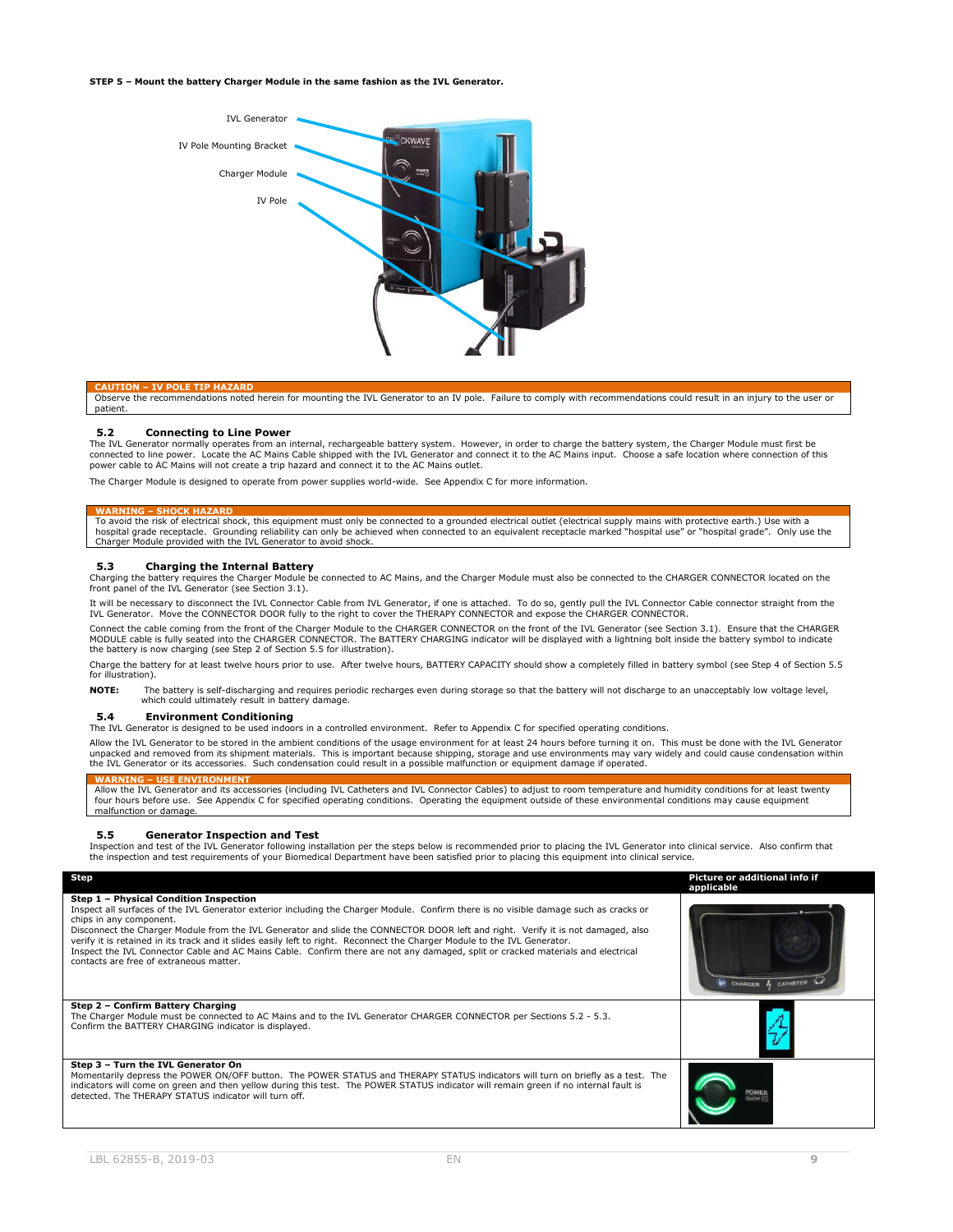**STEP 5 – Mount the battery Charger Module in the same fashion as the IVL Generator.**

IVL Generator

IV Pole Mounting Bracket

Charger Module

IV Pole

**CAUTION – IV POLE TIP HAZARD**

Observe the recommendations noted herein for mounting the IVL Generator to an IV pole. Failure to comply with recommendations could result in an injury to the user or patient.

### 5.2 Connecting to Line Power

The IVL Generator normally operates from an internal, rechargeable battery system. However, in order to charge the battery system, the Charger Module must first be connected to line power. Locate the AC Mains Cable shipped with the IVL Generator and connect it to the AC Mains input. Choose a safe location where connection of this power cable to AC Mains will not create a trip hazard and connect it to the AC Mains outlet.

The Charger Module is designed to operate from power supplies world-wide. See Appendix C for more information.

**WARNING – SHOCK HAZARD**

To avoid the risk of electrical shock, this equipment must only be connected to a grounded electrical outlet (electrical supply mains with protective earth.) Use with a hospital grade receptacle. Grounding reliability can only be achieved when connected to an equivalent receptacle marked "hospital use" or "hospital grade". Only use the Charger Module provided with the IVL Generator to avoid shock.

### 5.3 Charging the Internal Battery

Charging the battery requires the Charger Module be connected to AC Mains, and the Charger Module must also be connected to the CHARGER CONNECTOR located on the front panel of the IVL Generator (see Section 3.1).

It will be necessary to disconnect the IVL Connector Cable from IVL Generator, if one is attached. To do so, gently pull the IVL Connector Cable connector straight from the IVL Generator. Move the CONNECTOR DOOR fully to the right to cover the THERAPY CONNECTOR and expose the CHARGER CONNECTOR.

Connect the cable coming from the front of the Charger Module to the CHARGER CONNECTOR on the front of the IVL Generator (see Section 3.1). Ensure that the CHARGER MODULE cable is fully seated into the CHARGER CONNECTOR. The BATTERY CHARGING indicator will be displayed with a lightning bolt inside the battery symbol to indicate the battery is now charging (see Step 2 of Section 5.5 for illustration).

Charge the battery for at least twelve hours prior to use. After twelve hours, BATTERY CAPACITY should show a completely filled in battery symbol (see Step 4 of Section 5.5 for illustration).

**NOTE:** The battery is self-discharging and requires periodic recharges even during storage so that the battery will not discharge to an unacceptably low voltage level, which could ultimately result in battery damage.

### 5.4 Environment Conditioning

The IVL Generator is designed to be used indoors in a controlled environment. Refer to Appendix C for specified operating conditions.

Allow the IVL Generator to be stored in the ambient conditions of the usage environment for at least 24 hours before turning it on. This must be done with the IVL Generator unpacked and removed from its shipment materials. This is important because shipping, storage and use environments may vary widely and could cause condensation within the IVL Generator or its accessories. Such condensation could result in a possible malfunction or equipment damage if operated.

**WARNING – USE ENVIRONMENT**

Allow the IVL Generator and its accessories (including IVL Catheters and IVL Connector Cables) to adjust to room temperature and humidity conditions for at least twenty four hours before use. See Appendix C for specified operating conditions. Operating the equipment outside of these environmental conditions may cause equipment malfunction or damage.

### 5.5 Generator Inspection and Test

Inspection and test of the IVL Generator following installation per the steps below is recommended prior to placing the IVL Generator into clinical service. Also confirm that the inspection and test requirements of your Biomedical Department have been satisfied prior to placing this equipment into clinical service.

| Step | Picture or additional info if applicable |
|---|---|
| **Step 1 – Physical Condition Inspection**<br>Inspect all surfaces of the IVL Generator exterior including the Charger Module. Confirm there is no visible damage such as cracks or chips in any component.<br>Disconnect the Charger Module from the IVL Generator and slide the CONNECTOR DOOR left and right. Verify it is not damaged, also verify it is retained in its track and it slides easily left to right. Reconnect the Charger Module to the IVL Generator.<br>Inspect the IVL Connector Cable and AC Mains Cable. Confirm there are not any damaged, split or cracked materials and electrical contacts are free of extraneous matter. | CHARGER CATHETER |
| **Step 2 – Confirm Battery Charging**<br>The Charger Module must be connected to AC Mains and to the IVL Generator CHARGER CONNECTOR per Sections 5.2 - 5.3.<br>Confirm the BATTERY CHARGING indicator is displayed. | |
| **Step 3 – Turn the IVL Generator On**<br>Momentarily depress the POWER ON/OFF button. The POWER STATUS and THERAPY STATUS indicators will turn on briefly as a test. The indicators will come on green and then yellow during this test. The POWER STATUS indicator will remain green if no internal fault is detected. The THERAPY STATUS indicator will turn off. | POWER ON/OFF |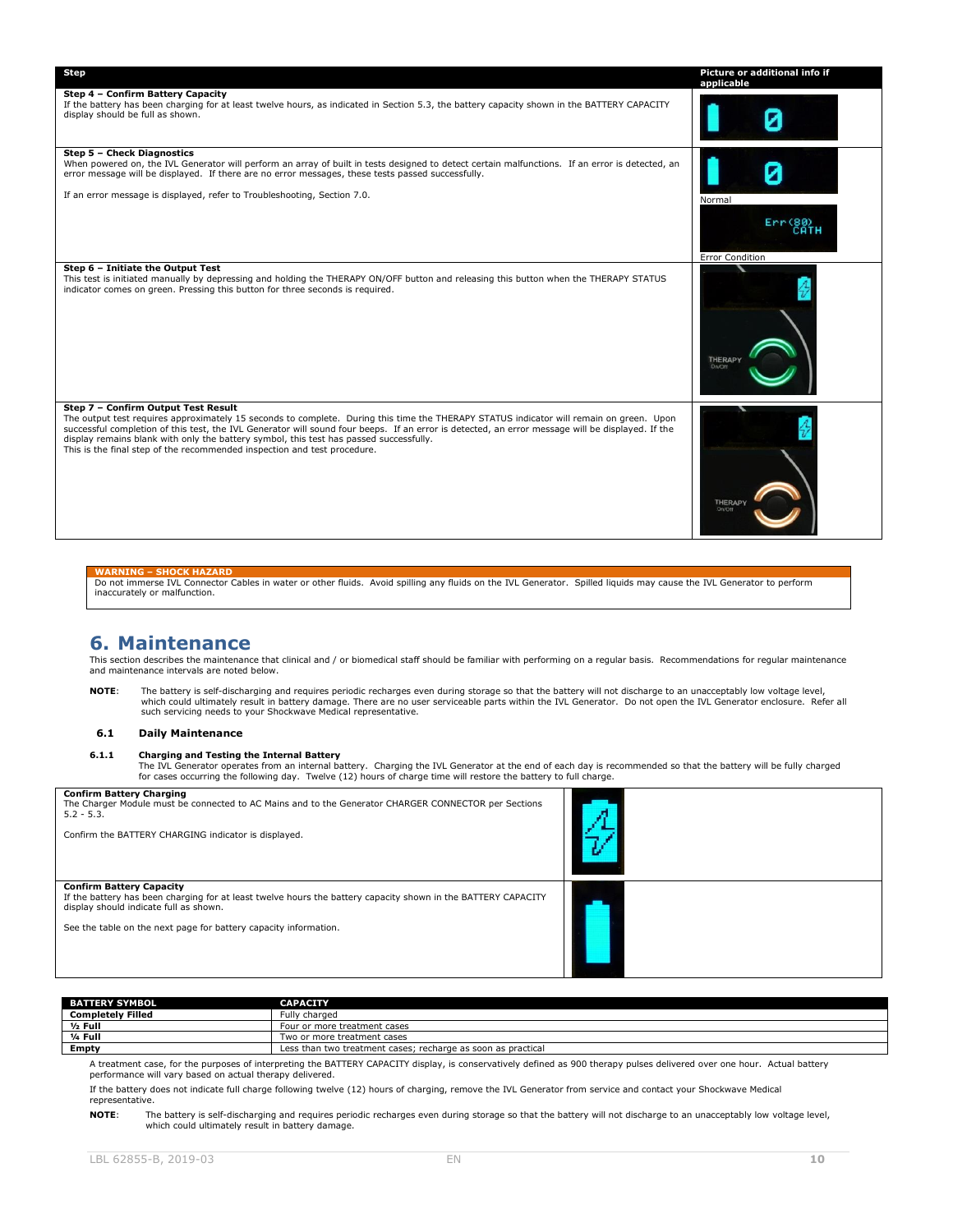| Step | Picture or additional info if applicable |
|---|---|
| **Step 4 – Confirm Battery Capacity**<br>If the battery has been charging for at least twelve hours, as indicated in Section 5.3, the battery capacity shown in the BATTERY CAPACITY display should be full as shown. | |
| **Step 5 – Check Diagnostics**<br>When powered on, the IVL Generator will perform an array of built in tests designed to detect certain malfunctions. If an error is detected, an error message will be displayed. If there are no error messages, these tests passed successfully.<br><br>If an error message is displayed, refer to Troubleshooting, Section 7.0. | Normal<br><br>Error Condition |
| **Step 6 – Initiate the Output Test**<br>This test is initiated manually by depressing and holding the THERAPY ON/OFF button and releasing this button when the THERAPY STATUS indicator comes on green. Pressing this button for three seconds is required. | |
| **Step 7 – Confirm Output Test Result**<br>The output test requires approximately 15 seconds to complete. During this time the THERAPY STATUS indicator will remain on green. Upon successful completion of this test, the IVL Generator will sound four beeps. If an error is detected, an error message will be displayed. If the display remains blank with only the battery symbol, this test has passed successfully.<br>This is the final step of the recommended inspection and test procedure. | |

**WARNING – SHOCK HAZARD**
Do not immerse IVL Connector Cables in water or other fluids. Avoid spilling any fluids on the IVL Generator. Spilled liquids may cause the IVL Generator to perform inaccurately or malfunction.

# 6. Maintenance

This section describes the maintenance that clinical and / or biomedical staff should be familiar with performing on a regular basis. Recommendations for regular maintenance and maintenance intervals are noted below.

**NOTE**: The battery is self-discharging and requires periodic recharges even during storage so that the battery will not discharge to an unacceptably low voltage level, which could ultimately result in battery damage. There are no user serviceable parts within the IVL Generator. Do not open the IVL Generator enclosure. Refer all such servicing needs to your Shockwave Medical representative.

## 6.1 Daily Maintenance

### 6.1.1 Charging and Testing the Internal Battery

The IVL Generator operates from an internal battery. Charging the IVL Generator at the end of each day is recommended so that the battery will be fully charged for cases occurring the following day. Twelve (12) hours of charge time will restore the battery to full charge.

| | |
|---|---|
| **Confirm Battery Charging**<br>The Charger Module must be connected to AC Mains and to the Generator CHARGER CONNECTOR per Sections 5.2 - 5.3.<br><br>Confirm the BATTERY CHARGING indicator is displayed. | |
| **Confirm Battery Capacity**<br>If the battery has been charging for at least twelve hours the battery capacity shown in the BATTERY CAPACITY display should indicate full as shown.<br><br>See the table on the next page for battery capacity information. | |

| BATTERY SYMBOL | CAPACITY |
|---|---|
| **Completely Filled** | Fully charged |
| **½ Full** | Four or more treatment cases |
| **¼ Full** | Two or more treatment cases |
| **Empty** | Less than two treatment cases; recharge as soon as practical |

A treatment case, for the purposes of interpreting the BATTERY CAPACITY display, is conservatively defined as 900 therapy pulses delivered over one hour. Actual battery performance will vary based on actual therapy delivered.

If the battery does not indicate full charge following twelve (12) hours of charging, remove the IVL Generator from service and contact your Shockwave Medical representative.

**NOTE**: The battery is self-discharging and requires periodic recharges even during storage so that the battery will not discharge to an unacceptably low voltage level, which could ultimately result in battery damage.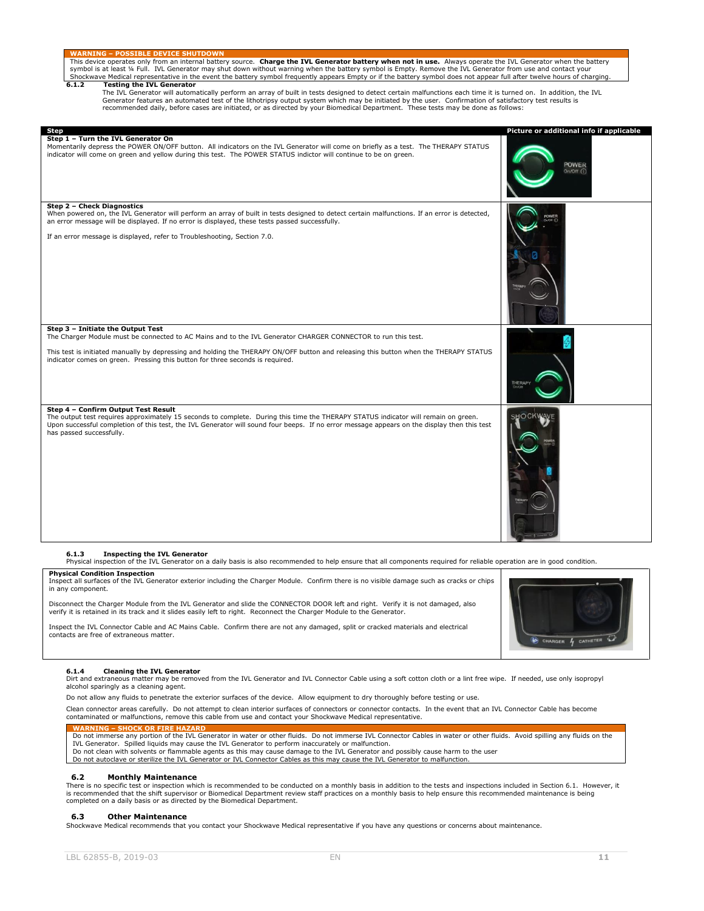**WARNING – POSSIBLE DEVICE SHUTDOWN**

This device operates only from an internal battery source. **Charge the IVL Generator battery when not in use.** Always operate the IVL Generator when the battery symbol is at least ¼ Full. IVL Generator may shut down without warning when the battery symbol is Empty. Remove the IVL Generator from use and contact your Shockwave Medical representative in the event the battery symbol frequently appears Empty or if the battery symbol does not appear full after twelve hours of charging.

### 6.1.2 Testing the IVL Generator

The IVL Generator will automatically perform an array of built in tests designed to detect certain malfunctions each time it is turned on. In addition, the IVL Generator features an automated test of the lithotripsy output system which may be initiated by the user. Confirmation of satisfactory test results is recommended daily, before cases are initiated, or as directed by your Biomedical Department. These tests may be done as follows:

| Step | Picture or additional info if applicable |
|---|---|
| **Step 1 – Turn the IVL Generator On**<br>Momentarily depress the POWER ON/OFF button. All indicators on the IVL Generator will come on briefly as a test. The THERAPY STATUS indicator will come on green and yellow during this test. The POWER STATUS indictor will continue to be on green. | |
| **Step 2 – Check Diagnostics**<br>When powered on, the IVL Generator will perform an array of built in tests designed to detect certain malfunctions. If an error is detected, an error message will be displayed. If no error is displayed, these tests passed successfully.<br><br>If an error message is displayed, refer to Troubleshooting, Section 7.0. | |
| **Step 3 – Initiate the Output Test**<br>The Charger Module must be connected to AC Mains and to the IVL Generator CHARGER CONNECTOR to run this test.<br><br>This test is initiated manually by depressing and holding the THERAPY ON/OFF button and releasing this button when the THERAPY STATUS indicator comes on green. Pressing this button for three seconds is required. | |
| **Step 4 – Confirm Output Test Result**<br>The output test requires approximately 15 seconds to complete. During this time the THERAPY STATUS indicator will remain on green. Upon successful completion of this test, the IVL Generator will sound four beeps. If no error message appears on the display then this test has passed successfully. | |

### 6.1.3 Inspecting the IVL Generator

Physical inspection of the IVL Generator on a daily basis is also recommended to help ensure that all components required for reliable operation are in good condition.

**Physical Condition Inspection**

Inspect all surfaces of the IVL Generator exterior including the Charger Module. Confirm there is no visible damage such as cracks or chips in any component.

Disconnect the Charger Module from the IVL Generator and slide the CONNECTOR DOOR left and right. Verify it is not damaged, also verify it is retained in its track and it slides easily left to right. Reconnect the Charger Module to the Generator.

Inspect the IVL Connector Cable and AC Mains Cable. Confirm there are not any damaged, split or cracked materials and electrical contacts are free of extraneous matter.

### 6.1.4 Cleaning the IVL Generator

Dirt and extraneous matter may be removed from the IVL Generator and IVL Connector Cable using a soft cotton cloth or a lint free wipe. If needed, use only isopropyl alcohol sparingly as a cleaning agent.

Do not allow any fluids to penetrate the exterior surfaces of the device. Allow equipment to dry thoroughly before testing or use.

Clean connector areas carefully. Do not attempt to clean interior surfaces of connectors or connector contacts. In the event that an IVL Connector Cable has become contaminated or malfunctions, remove this cable from use and contact your Shockwave Medical representative.

**WARNING – SHOCK OR FIRE HAZARD**

Do not immerse any portion of the IVL Generator in water or other fluids. Do not immerse IVL Connector Cables in water or other fluids. Avoid spilling any fluids on the IVL Generator. Spilled liquids may cause the IVL Generator to perform inaccurately or malfunction.
Do not clean with solvents or flammable agents as this may cause damage to the IVL Generator and possibly cause harm to the user
Do not autoclave or sterilize the IVL Generator or IVL Connector Cables as this may cause the IVL Generator to malfunction.

## 6.2 Monthly Maintenance

There is no specific test or inspection which is recommended to be conducted on a monthly basis in addition to the tests and inspections included in Section 6.1. However, it is recommended that the shift supervisor or Biomedical Department review staff practices on a monthly basis to help ensure this recommended maintenance is being completed on a daily basis or as directed by the Biomedical Department.

## 6.3 Other Maintenance

Shockwave Medical recommends that you contact your Shockwave Medical representative if you have any questions or concerns about maintenance.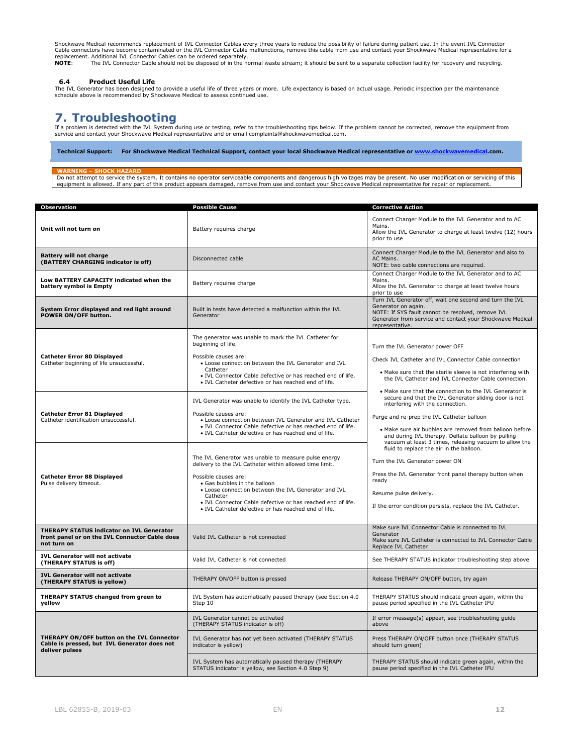Shockwave Medical recommends replacement of IVL Connector Cables every three years to reduce the possibility of failure during patient use. In the event IVL Connector Cable connectors have become contaminated or the IVL Connector Cable malfunctions, remove this cable from use and contact your Shockwave Medical representative for a replacement. Additional IVL Connector Cables can be ordered separately.

**NOTE**: The IVL Connector Cable should not be disposed of in the normal waste stream; it should be sent to a separate collection facility for recovery and recycling.

### 6.4 Product Useful Life

The IVL Generator has been designed to provide a useful life of three years or more. Life expectancy is based on actual usage. Periodic inspection per the maintenance schedule above is recommended by Shockwave Medical to assess continued use.

# 7. Troubleshooting

If a problem is detected with the IVL System during use or testing, refer to the troubleshooting tips below. If the problem cannot be corrected, remove the equipment from service and contact your Shockwave Medical representative and or email complaints@shockwavemedical.com.

**Technical Support: For Shockwave Medical Technical Support, contact your local Shockwave Medical representative or www.shockwavemedical.com.**

**WARNING – SHOCK HAZARD**

Do not attempt to service the system. It contains no operator serviceable components and dangerous high voltages may be present. No user modification or servicing of this equipment is allowed. If any part of this product appears damaged, remove from use and contact your Shockwave Medical representative for repair or replacement.

| Observation | Possible Cause | Corrective Action |
|---|---|---|
| **Unit will not turn on** | Battery requires charge | Connect Charger Module to the IVL Generator and to AC Mains.<br>Allow the IVL Generator to charge at least twelve (12) hours prior to use |
| **Battery will not charge (BATTERY CHARGING indicator is off)** | Disconnected cable | Connect Charger Module to the IVL Generator and also to AC Mains.<br>NOTE: two cable connections are required. |
| **Low BATTERY CAPACITY indicated when the battery symbol is Empty** | Battery requires charge | Connect Charger Module to the IVL Generator and to AC Mains.<br>Allow the IVL Generator to charge at least twelve hours prior to use |
| **System Error displayed and red light around POWER ON/OFF button.** | Built in tests have detected a malfunction within the IVL Generator | Turn IVL Generator off, wait one second and turn the IVL Generator on again.<br>NOTE: If SYS fault cannot be resolved, remove IVL Generator from service and contact your Shockwave Medical representative. |
| **Catheter Error 80 Displayed**<br>Catheter beginning of life unsuccessful. | The generator was unable to mark the IVL Catheter for beginning of life.<br>Possible causes are:<br>• Loose connection between the IVL Generator and IVL Catheter<br>• IVL Connector Cable defective or has reached end of life.<br>• IVL Catheter defective or has reached end of life. | Turn the IVL Generator power OFF<br>Check IVL Catheter and IVL Connector Cable connection<br>• Make sure that the sterile sleeve is not interfering with the IVL Catheter and IVL Connector Cable connection.<br>• Make sure that the connection to the IVL Generator is secure and that the IVL Generator sliding door is not interfering with the connection.<br>Purge and re-prep the IVL Catheter balloon<br>• Make sure air bubbles are removed from balloon before and during IVL therapy. Deflate balloon by pulling vacuum at least 3 times, releasing vacuum to allow the fluid to replace the air in the balloon.<br>Turn the IVL Generator power ON<br>Press the IVL Generator front panel therapy button when ready<br>Resume pulse delivery.<br>If the error condition persists, replace the IVL Catheter. |
| **Catheter Error 81 Displayed**<br>Catheter identification unsuccessful. | IVL Generator was unable to identify the IVL Catheter type.<br>Possible causes are:<br>• Loose connection between IVL Generator and IVL Catheter<br>• IVL Connector Cable defective or has reached end of life.<br>• IVL Catheter defective or has reached end of life. | |
| **Catheter Error 88 Displayed**<br>Pulse delivery timeout. | The IVL Generator was unable to measure pulse energy delivery to the IVL Catheter within allowed time limit.<br>Possible causes are:<br>• Gas bubbles in the balloon<br>• Loose connection between the IVL Generator and IVL Catheter<br>• IVL Connector Cable defective or has reached end of life.<br>• IVL Catheter defective or has reached end of life. | |
| **THERAPY STATUS indicator on IVL Generator front panel or on the IVL Connector Cable does not turn on** | Valid IVL Catheter is not connected | Make sure IVL Connector Cable is connected to IVL Generator<br>Make sure IVL Catheter is connected to IVL Connector Cable<br>Replace IVL Catheter |
| **IVL Generator will not activate (THERAPY STATUS is off)** | Valid IVL Catheter is not connected | See THERAPY STATUS indicator troubleshooting step above |
| **IVL Generator will not activate (THERAPY STATUS is yellow)** | THERAPY ON/OFF button is pressed | Release THERAPY ON/OFF button, try again |
| **THERAPY STATUS changed from green to yellow** | IVL System has automatically paused therapy (see Section 4.0 Step 10 | THERAPY STATUS should indicate green again, within the pause period specified in the IVL Catheter IFU |
| **THERAPY ON/OFF button on the IVL Connector Cable is pressed, but IVL Generator does not deliver pulses** | IVL Generator cannot be activated (THERAPY STATUS indicator is off) | If error message(s) appear, see troubleshooting guide above |
| | IVL Generator has not yet been activated (THERAPY STATUS indicator is yellow) | Press THERAPY ON/OFF button once (THERAPY STATUS should turn green) |
| | IVL System has automatically paused therapy (THERAPY STATUS indicator is yellow, see Section 4.0 Step 9) | THERAPY STATUS should indicate green again, within the pause period specified in the IVL Catheter IFU |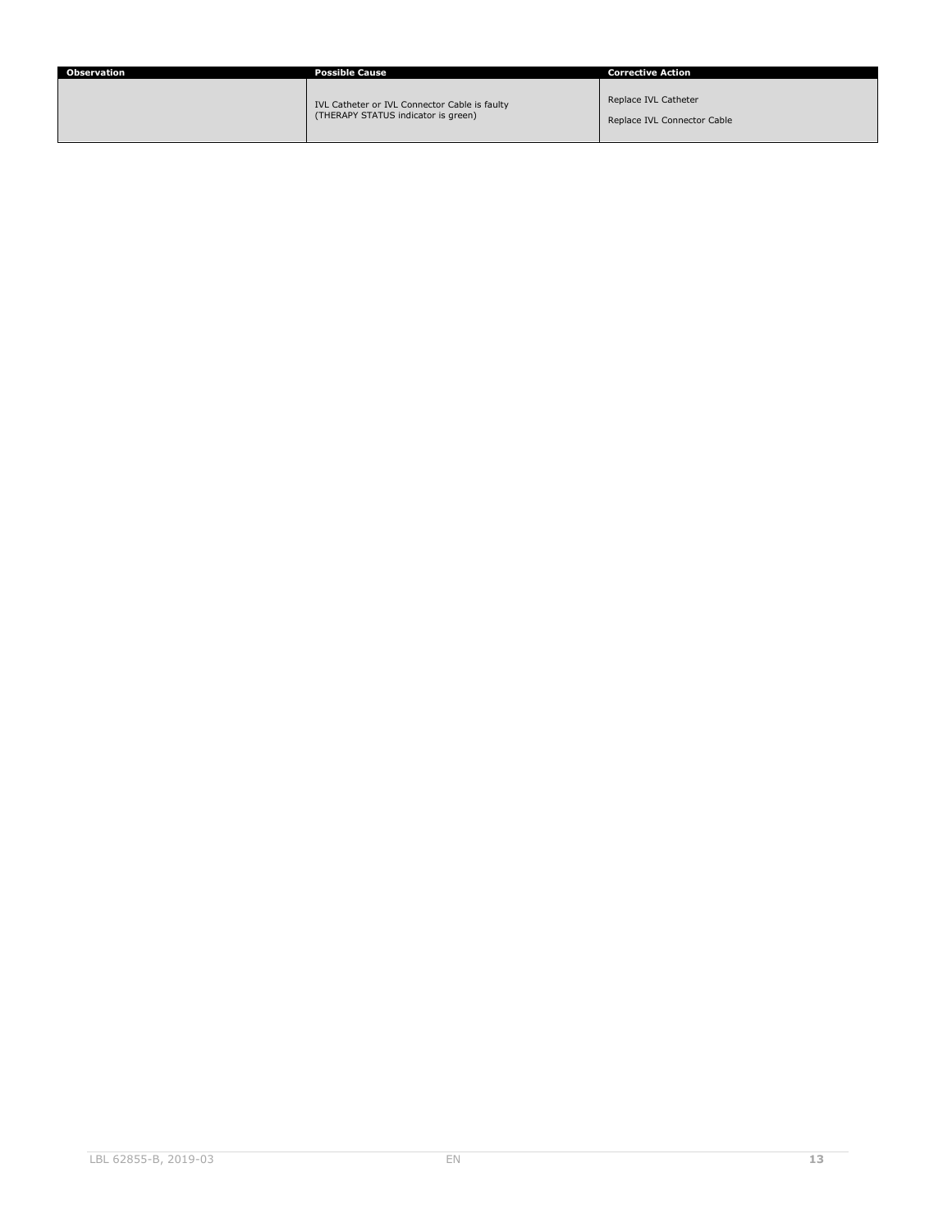| Observation | Possible Cause | Corrective Action |
|---|---|---|
| | IVL Catheter or IVL Connector Cable is faulty (THERAPY STATUS indicator is green) | Replace IVL Catheter<br>Replace IVL Connector Cable |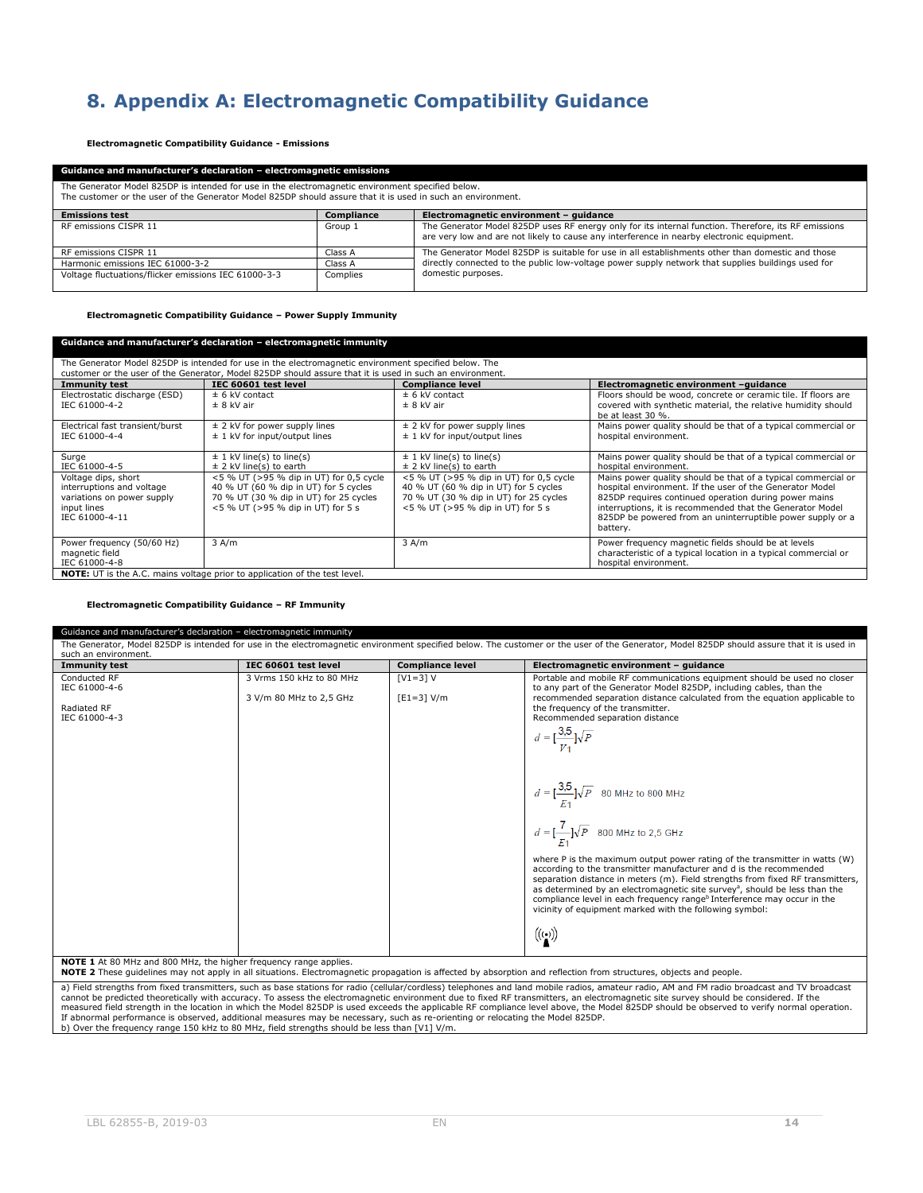# 8. Appendix A: Electromagnetic Compatibility Guidance

**Electromagnetic Compatibility Guidance - Emissions**

| Guidance and manufacturer's declaration – electromagnetic emissions | | |
|---|---|---|
| The Generator Model 825DP is intended for use in the electromagnetic environment specified below. The customer or the user of the Generator Model 825DP should assure that it is used in such an environment. | | |
| **Emissions test** | **Compliance** | **Electromagnetic environment – guidance** |
| RF emissions CISPR 11 | Group 1 | The Generator Model 825DP uses RF energy only for its internal function. Therefore, its RF emissions are very low and are not likely to cause any interference in nearby electronic equipment. |
| RF emissions CISPR 11 | Class A | The Generator Model 825DP is suitable for use in all establishments other than domestic and those directly connected to the public low-voltage power supply network that supplies buildings used for domestic purposes. |
| Harmonic emissions IEC 61000-3-2 | Class A | |
| Voltage fluctuations/flicker emissions IEC 61000-3-3 | Complies | |

**Electromagnetic Compatibility Guidance – Power Supply Immunity**

| Guidance and manufacturer's declaration – electromagnetic immunity | | | |
|---|---|---|---|
| The Generator Model 825DP is intended for use in the electromagnetic environment specified below. The customer or the user of the Generator, Model 825DP should assure that it is used in such an environment. | | | |
| **Immunity test** | **IEC 60601 test level** | **Compliance level** | **Electromagnetic environment –guidance** |
| Electrostatic discharge (ESD) IEC 61000-4-2 | ± 6 kV contact<br>± 8 kV air | ± 6 kV contact<br>± 8 kV air | Floors should be wood, concrete or ceramic tile. If floors are covered with synthetic material, the relative humidity should be at least 30 %. |
| Electrical fast transient/burst IEC 61000-4-4 | ± 2 kV for power supply lines<br>± 1 kV for input/output lines | ± 2 kV for power supply lines<br>± 1 kV for input/output lines | Mains power quality should be that of a typical commercial or hospital environment. |
| Surge IEC 61000-4-5 | ± 1 kV line(s) to line(s)<br>± 2 kV line(s) to earth | ± 1 kV line(s) to line(s)<br>± 2 kV line(s) to earth | Mains power quality should be that of a typical commercial or hospital environment. |
| Voltage dips, short interruptions and voltage variations on power supply input lines IEC 61000-4-11 | <5 % UT (>95 % dip in UT) for 0,5 cycle<br>40 % UT (60 % dip in UT) for 5 cycles<br>70 % UT (30 % dip in UT) for 25 cycles<br><5 % UT (>95 % dip in UT) for 5 s | <5 % UT (>95 % dip in UT) for 0,5 cycle<br>40 % UT (60 % dip in UT) for 5 cycles<br>70 % UT (30 % dip in UT) for 25 cycles<br><5 % UT (>95 % dip in UT) for 5 s | Mains power quality should be that of a typical commercial or hospital environment. If the user of the Generator Model 825DP requires continued operation during power mains interruptions, it is recommended that the Generator Model 825DP be powered from an uninterruptible power supply or a battery. |
| Power frequency (50/60 Hz) magnetic field IEC 61000-4-8 | 3 A/m | 3 A/m | Power frequency magnetic fields should be at levels characteristic of a typical location in a typical commercial or hospital environment. |
| **NOTE:** UT is the A.C. mains voltage prior to application of the test level. | | | |

**Electromagnetic Compatibility Guidance – RF Immunity**

| Guidance and manufacturer's declaration – electromagnetic immunity | | | |
|---|---|---|---|
| The Generator, Model 825DP is intended for use in the electromagnetic environment specified below. The customer or the user of the Generator, Model 825DP should assure that it is used in such an environment. | | | |
| **Immunity test** | **IEC 60601 test level** | **Compliance level** | **Electromagnetic environment – guidance** |
| Conducted RF<br>IEC 61000-4-6<br><br>Radiated RF<br>IEC 61000-4-3 | 3 Vrms 150 kHz to 80 MHz<br><br>3 V/m 80 MHz to 2,5 GHz | [V1=3] V<br><br>[E1=3] V/m | Portable and mobile RF communications equipment should be used no closer to any part of the Generator Model 825DP, including cables, than the recommended separation distance calculated from the equation applicable to the frequency of the transmitter.<br>Recommended separation distance<br>$d = [\frac{3{,}5}{V1}]\sqrt{P}$<br>$d = [\frac{3{,}5}{E1}]\sqrt{P}$ 80 MHz to 800 MHz<br>$d = [\frac{7}{E1}]\sqrt{P}$ 800 MHz to 2,5 GHz<br>where P is the maximum output power rating of the transmitter in watts (W) according to the transmitter manufacturer and d is the recommended separation distance in meters (m). Field strengths from fixed RF transmitters, as determined by an electromagnetic site survey[a], should be less than the compliance level in each frequency range[b] Interference may occur in the vicinity of equipment marked with the following symbol: ((•)) |
| **NOTE 1** At 80 MHz and 800 MHz, the higher frequency range applies.<br>**NOTE 2** These guidelines may not apply in all situations. Electromagnetic propagation is affected by absorption and reflection from structures, objects and people. | | | |
| a) Field strengths from fixed transmitters, such as base stations for radio (cellular/cordless) telephones and land mobile radios, amateur radio, AM and FM radio broadcast and TV broadcast cannot be predicted theoretically with accuracy. To assess the electromagnetic environment due to fixed RF transmitters, an electromagnetic site survey should be considered. If the measured field strength in the location in which the Model 825DP is used exceeds the applicable RF compliance level above, the Model 825DP should be observed to verify normal operation. If abnormal performance is observed, additional measures may be necessary, such as re-orienting or relocating the Model 825DP.<br>b) Over the frequency range 150 kHz to 80 MHz, field strengths should be less than [V1] V/m. | | | |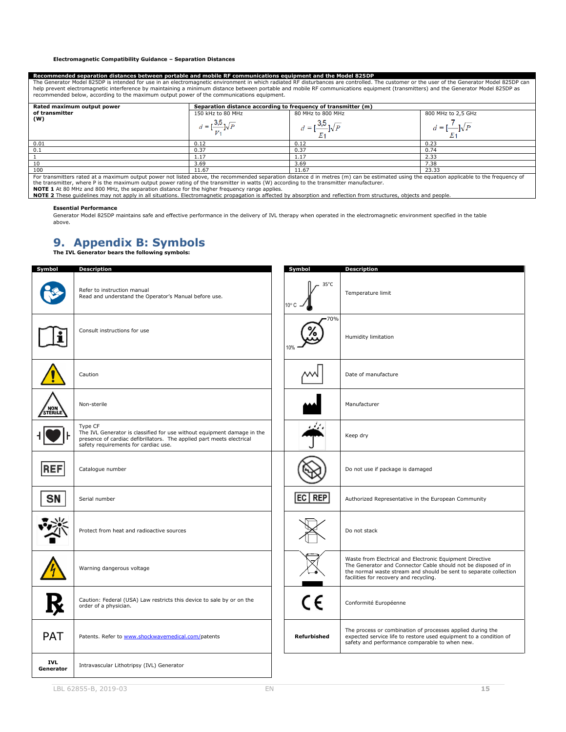**Electromagnetic Compatibility Guidance – Separation Distances**

| **Recommended separation distances between portable and mobile RF communications equipment and the Model 825DP** | | | |
|---|---|---|---|
| The Generator Model 825DP is intended for use in an electromagnetic environment in which radiated RF disturbances are controlled. The customer or the user of the Generator Model 825DP can help prevent electromagnetic interference by maintaining a minimum distance between portable and mobile RF communications equipment (transmitters) and the Generator Model 825DP as recommended below, according to the maximum output power of the communications equipment. | | | |
| **Rated maximum output power of transmitter (W)** | **Separation distance according to frequency of transmitter (m)** | | |
| | 150 kHz to 80 MHz $d = [\frac{3.5}{V_1}]\sqrt{P}$ | 80 MHz to 800 MHz $d = [\frac{3.5}{E_1}]\sqrt{P}$ | 800 MHz to 2,5 GHz $d = [\frac{7}{E_1}]\sqrt{P}$ |
| 0.01 | 0.12 | 0.12 | 0.23 |
| 0.1 | 0.37 | 0.37 | 0.74 |
| 1 | 1.17 | 1.17 | 2.33 |
| 10 | 3.69 | 3.69 | 7.38 |
| 100 | 11.67 | 11.67 | 23.33 |

For transmitters rated at a maximum output power not listed above, the recommended separation distance d in metres (m) can be estimated using the equation applicable to the frequency of the transmitter, where P is the maximum output power rating of the transmitter in watts (W) according to the transmitter manufacturer.
**NOTE 1** At 80 MHz and 800 MHz, the separation distance for the higher frequency range applies.
**NOTE 2** These guidelines may not apply in all situations. Electromagnetic propagation is affected by absorption and reflection from structures, objects and people.

**Essential Performance**

Generator Model 825DP maintains safe and effective performance in the delivery of IVL therapy when operated in the electromagnetic environment specified in the table above.

# 9. Appendix B: Symbols

**The IVL Generator bears the following symbols:**

| Symbol | Description |
|---|---|
| | Refer to instruction manual<br>Read and understand the Operator's Manual before use. |
| | Consult instructions for use |
| | Caution |
| NON STERILE | Non-sterile |
| | Type CF<br>The IVL Generator is classified for use without equipment damage in the presence of cardiac defibrillators. The applied part meets electrical safety requirements for cardiac use. |
| REF | Catalogue number |
| SN | Serial number |
| | Protect from heat and radioactive sources |
| | Warning dangerous voltage |
| ℞ | Caution: Federal (USA) Law restricts this device to sale by or on the order of a physician. |
| PAT | Patents. Refer to www.shockwavemedical.com/patents |
| **IVL Generator** | Intravascular Lithotripsy (IVL) Generator |

| Symbol | Description |
|---|---|
| 10° C – 35°C | Temperature limit |
| 10% – 70% | Humidity limitation |
| | Date of manufacture |
| | Manufacturer |
| | Keep dry |
| | Do not use if package is damaged |
| EC REP | Authorized Representative in the European Community |
| | Do not stack |
| | Waste from Electrical and Electronic Equipment Directive<br>The Generator and Connector Cable should not be disposed of in the normal waste stream and should be sent to separate collection facilities for recovery and recycling. |
| CE | Conformité Européenne |
| **Refurbished** | The process or combination of processes applied during the expected service life to restore used equipment to a condition of safety and performance comparable to when new. |

LBL 62855-B, 2019-03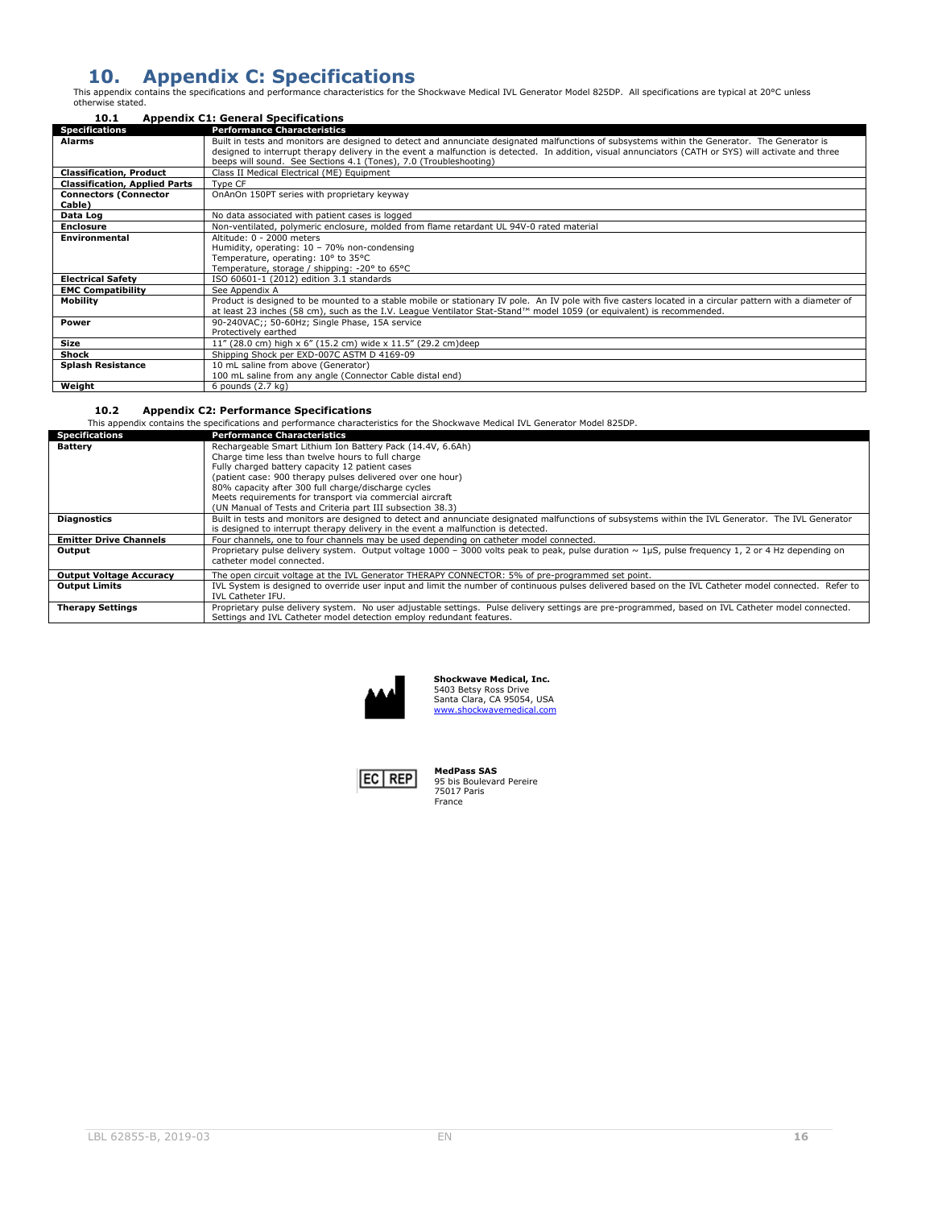# 10. Appendix C: Specifications

This appendix contains the specifications and performance characteristics for the Shockwave Medical IVL Generator Model 825DP. All specifications are typical at 20°C unless otherwise stated.

## 10.1 Appendix C1: General Specifications

| Specifications | Performance Characteristics |
|---|---|
| **Alarms** | Built in tests and monitors are designed to detect and annunciate designated malfunctions of subsystems within the Generator. The Generator is designed to interrupt therapy delivery in the event a malfunction is detected. In addition, visual annunciators (CATH or SYS) will activate and three beeps will sound. See Sections 4.1 (Tones), 7.0 (Troubleshooting) |
| **Classification, Product** | Class II Medical Electrical (ME) Equipment |
| **Classification, Applied Parts** | Type CF |
| **Connectors (Connector Cable)** | OnAnOn 150PT series with proprietary keyway |
| **Data Log** | No data associated with patient cases is logged |
| **Enclosure** | Non-ventilated, polymeric enclosure, molded from flame retardant UL 94V-0 rated material |
| **Environmental** | Altitude: 0 - 2000 meters<br>Humidity, operating: 10 – 70% non-condensing<br>Temperature, operating: 10° to 35°C<br>Temperature, storage / shipping: -20° to 65°C |
| **Electrical Safety** | ISO 60601-1 (2012) edition 3.1 standards |
| **EMC Compatibility** | See Appendix A |
| **Mobility** | Product is designed to be mounted to a stable mobile or stationary IV pole. An IV pole with five casters located in a circular pattern with a diameter of at least 23 inches (58 cm), such as the I.V. League Ventilator Stat-Stand™ model 1059 (or equivalent) is recommended. |
| **Power** | 90-240VAC;; 50-60Hz; Single Phase, 15A service<br>Protectively earthed |
| **Size** | 11" (28.0 cm) high x 6" (15.2 cm) wide x 11.5" (29.2 cm)deep |
| **Shock** | Shipping Shock per EXD-007C ASTM D 4169-09 |
| **Splash Resistance** | 10 mL saline from above (Generator)<br>100 mL saline from any angle (Connector Cable distal end) |
| **Weight** | 6 pounds (2.7 kg) |

## 10.2 Appendix C2: Performance Specifications

This appendix contains the specifications and performance characteristics for the Shockwave Medical IVL Generator Model 825DP.

| Specifications | Performance Characteristics |
|---|---|
| **Battery** | Rechargeable Smart Lithium Ion Battery Pack (14.4V, 6.6Ah)<br>Charge time less than twelve hours to full charge<br>Fully charged battery capacity 12 patient cases<br>(patient case: 900 therapy pulses delivered over one hour)<br>80% capacity after 300 full charge/discharge cycles<br>Meets requirements for transport via commercial aircraft<br>(UN Manual of Tests and Criteria part III subsection 38.3) |
| **Diagnostics** | Built in tests and monitors are designed to detect and annunciate designated malfunctions of subsystems within the IVL Generator. The IVL Generator is designed to interrupt therapy delivery in the event a malfunction is detected. |
| **Emitter Drive Channels** | Four channels, one to four channels may be used depending on catheter model connected. |
| **Output** | Proprietary pulse delivery system. Output voltage 1000 – 3000 volts peak to peak, pulse duration ~ 1μS, pulse frequency 1, 2 or 4 Hz depending on catheter model connected. |
| **Output Voltage Accuracy** | The open circuit voltage at the IVL Generator THERAPY CONNECTOR: 5% of pre-programmed set point. |
| **Output Limits** | IVL System is designed to override user input and limit the number of continuous pulses delivered based on the IVL Catheter model connected. Refer to IVL Catheter IFU. |
| **Therapy Settings** | Proprietary pulse delivery system. No user adjustable settings. Pulse delivery settings are pre-programmed, based on IVL Catheter model connected. Settings and IVL Catheter model detection employ redundant features. |

**Shockwave Medical, Inc.**
5403 Betsy Ross Drive
Santa Clara, CA 95054, USA
www.shockwavemedical.com

EC REP

**MedPass SAS**
95 bis Boulevard Pereire
75017 Paris
France

LBL 62855-B, 2019-03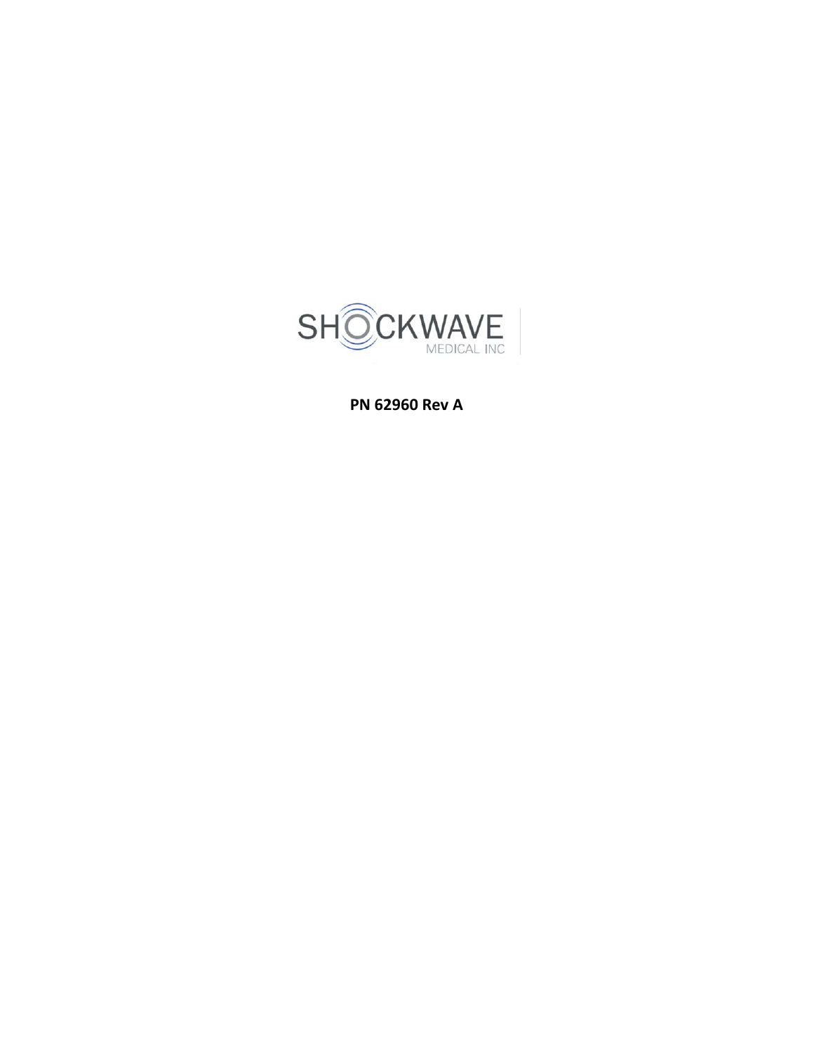SHOCKWAVE MEDICAL INC

**PN 62960 Rev A**